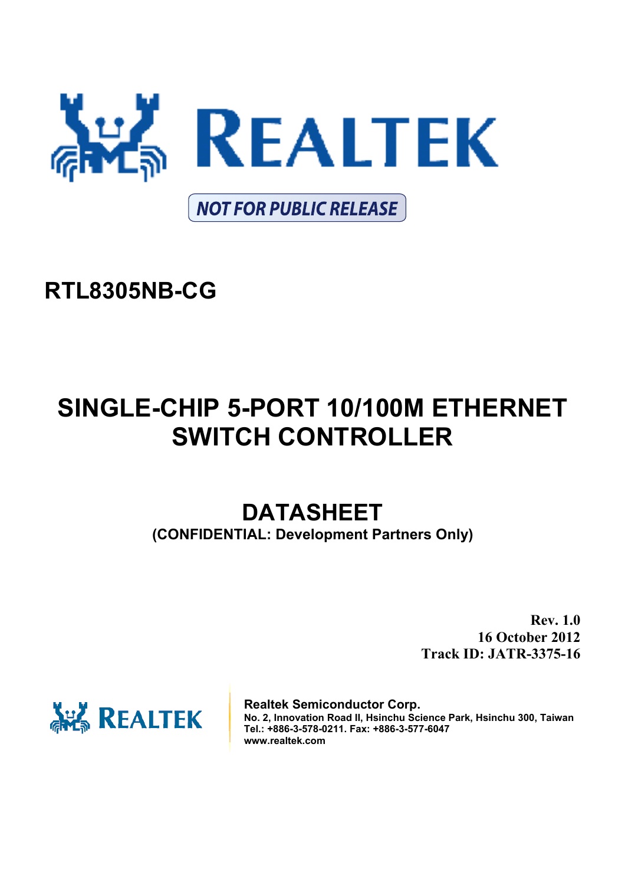NOT FOR PUBLIC RELEASE

# RTL8305NB-CG

# SINGLE-CHIP 5-PORT 10/100M ETHERNET SWITCH CONTROLLER

## DATASHEET

**(CONFIDENTIAL: Development Partners Only)**

**Rev. 1.0**
**16 October 2012**
**Track ID: JATR-3375-16**

**Realtek Semiconductor Corp.**
**No. 2, Innovation Road II, Hsinchu Science Park, Hsinchu 300, Taiwan**
**Tel.: +886-3-578-0211. Fax: +886-3-577-6047**
**www.realtek.com**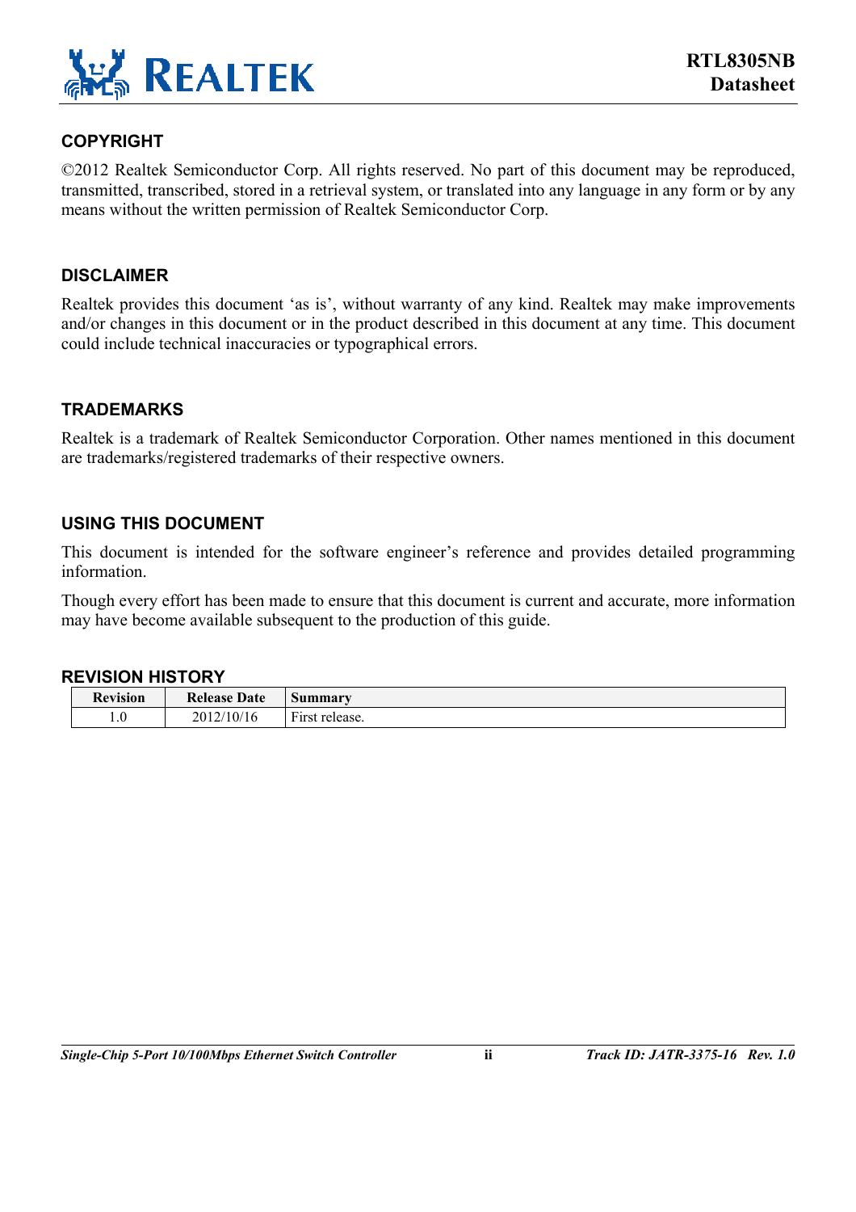## COPYRIGHT

©2012 Realtek Semiconductor Corp. All rights reserved. No part of this document may be reproduced, transmitted, transcribed, stored in a retrieval system, or translated into any language in any form or by any means without the written permission of Realtek Semiconductor Corp.

## DISCLAIMER

Realtek provides this document 'as is', without warranty of any kind. Realtek may make improvements and/or changes in this document or in the product described in this document at any time. This document could include technical inaccuracies or typographical errors.

## TRADEMARKS

Realtek is a trademark of Realtek Semiconductor Corporation. Other names mentioned in this document are trademarks/registered trademarks of their respective owners.

## USING THIS DOCUMENT

This document is intended for the software engineer's reference and provides detailed programming information.

Though every effort has been made to ensure that this document is current and accurate, more information may have become available subsequent to the production of this guide.

## REVISION HISTORY

| Revision | Release Date | Summary |
|---|---|---|
| 1.0 | 2012/10/16 | First release. |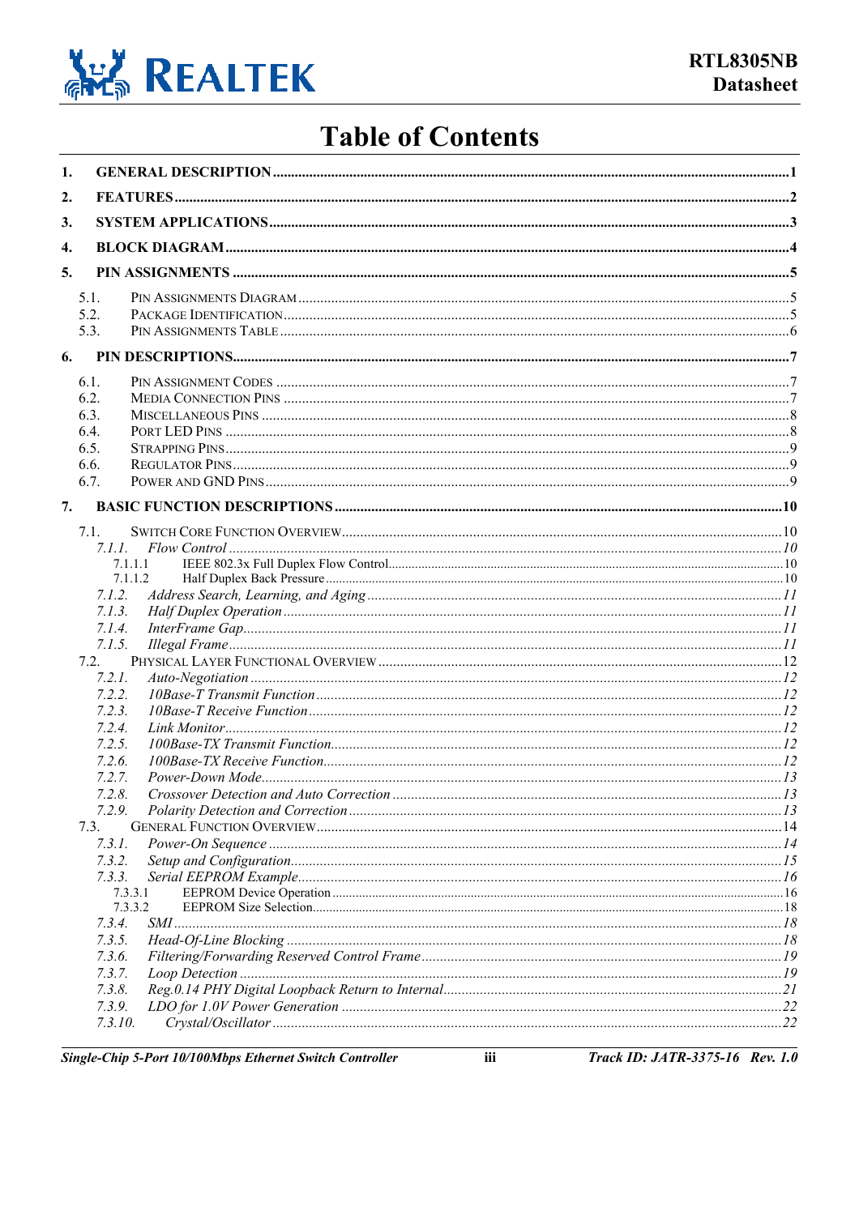# Table of Contents

**1. GENERAL DESCRIPTION** .......... 1

**2. FEATURES** .......... 2

**3. SYSTEM APPLICATIONS** .......... 3

**4. BLOCK DIAGRAM** .......... 4

**5. PIN ASSIGNMENTS** .......... 5

- 5.1. PIN ASSIGNMENTS DIAGRAM .......... 5
- 5.2. PACKAGE IDENTIFICATION .......... 5
- 5.3. PIN ASSIGNMENTS TABLE .......... 6

**6. PIN DESCRIPTIONS** .......... 7

- 6.1. PIN ASSIGNMENT CODES .......... 7
- 6.2. MEDIA CONNECTION PINS .......... 7
- 6.3. MISCELLANEOUS PINS .......... 8
- 6.4. PORT LED PINS .......... 8
- 6.5. STRAPPING PINS .......... 9
- 6.6. REGULATOR PINS .......... 9
- 6.7. POWER AND GND PINS .......... 9

**7. BASIC FUNCTION DESCRIPTIONS** .......... 10

- 7.1. SWITCH CORE FUNCTION OVERVIEW .......... 10
  - *7.1.1. Flow Control* .......... 10
    - 7.1.1.1 IEEE 802.3x Full Duplex Flow Control .......... 10
    - 7.1.1.2 Half Duplex Back Pressure .......... 10
  - *7.1.2. Address Search, Learning, and Aging* .......... 11
  - *7.1.3. Half Duplex Operation* .......... 11
  - *7.1.4. InterFrame Gap* .......... 11
  - *7.1.5. Illegal Frame* .......... 11
- 7.2. PHYSICAL LAYER FUNCTIONAL OVERVIEW .......... 12
  - *7.2.1. Auto-Negotiation* .......... 12
  - *7.2.2. 10Base-T Transmit Function* .......... 12
  - *7.2.3. 10Base-T Receive Function* .......... 12
  - *7.2.4. Link Monitor* .......... 12
  - *7.2.5. 100Base-TX Transmit Function* .......... 12
  - *7.2.6. 100Base-TX Receive Function* .......... 12
  - *7.2.7. Power-Down Mode* .......... 13
  - *7.2.8. Crossover Detection and Auto Correction* .......... 13
  - *7.2.9. Polarity Detection and Correction* .......... 13
- 7.3. GENERAL FUNCTION OVERVIEW .......... 14
  - *7.3.1. Power-On Sequence* .......... 14
  - *7.3.2. Setup and Configuration* .......... 15
  - *7.3.3. Serial EEPROM Example* .......... 16
    - 7.3.3.1 EEPROM Device Operation .......... 16
    - 7.3.3.2 EEPROM Size Selection .......... 18
  - *7.3.4. SMI* .......... 18
  - *7.3.5. Head-Of-Line Blocking* .......... 18
  - *7.3.6. Filtering/Forwarding Reserved Control Frame* .......... 19
  - *7.3.7. Loop Detection* .......... 19
  - *7.3.8. Reg.0.14 PHY Digital Loopback Return to Internal* .......... 21
  - *7.3.9. LDO for 1.0V Power Generation* .......... 22
  - *7.3.10. Crystal/Oscillator* .......... 22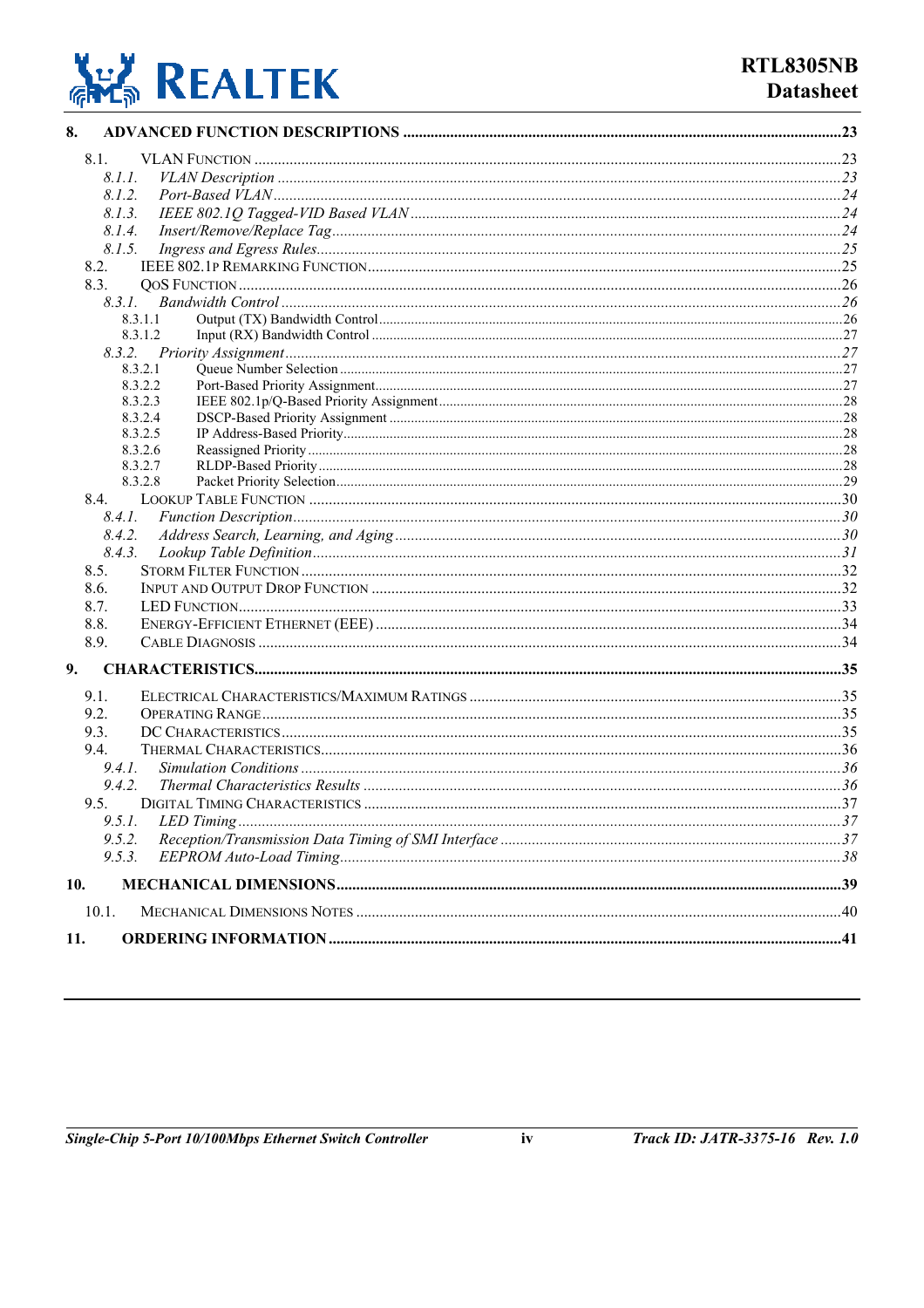8. ADVANCED FUNCTION DESCRIPTIONS ....23

- 8.1. VLAN FUNCTION ....23
  - *8.1.1. VLAN Description ....23*
  - *8.1.2. Port-Based VLAN ....24*
  - *8.1.3. IEEE 802.1Q Tagged-VID Based VLAN ....24*
  - *8.1.4. Insert/Remove/Replace Tag ....24*
  - *8.1.5. Ingress and Egress Rules ....25*
- 8.2. IEEE 802.1P REMARKING FUNCTION ....25
- 8.3. QOS FUNCTION ....26
  - *8.3.1. Bandwidth Control ....26*
    - 8.3.1.1 Output (TX) Bandwidth Control ....26
    - 8.3.1.2 Input (RX) Bandwidth Control ....27
  - *8.3.2. Priority Assignment ....27*
    - 8.3.2.1 Queue Number Selection ....27
    - 8.3.2.2 Port-Based Priority Assignment ....27
    - 8.3.2.3 IEEE 802.1p/Q-Based Priority Assignment ....28
    - 8.3.2.4 DSCP-Based Priority Assignment ....28
    - 8.3.2.5 IP Address-Based Priority ....28
    - 8.3.2.6 Reassigned Priority ....28
    - 8.3.2.7 RLDP-Based Priority ....28
    - 8.3.2.8 Packet Priority Selection ....29
- 8.4. LOOKUP TABLE FUNCTION ....30
  - *8.4.1. Function Description ....30*
  - *8.4.2. Address Search, Learning, and Aging ....30*
  - *8.4.3. Lookup Table Definition ....31*
- 8.5. STORM FILTER FUNCTION ....32
- 8.6. INPUT AND OUTPUT DROP FUNCTION ....32
- 8.7. LED FUNCTION ....33
- 8.8. ENERGY-EFFICIENT ETHERNET (EEE) ....34
- 8.9. CABLE DIAGNOSIS ....34

9. CHARACTERISTICS ....35

- 9.1. ELECTRICAL CHARACTERISTICS/MAXIMUM RATINGS ....35
- 9.2. OPERATING RANGE ....35
- 9.3. DC CHARACTERISTICS ....35
- 9.4. THERMAL CHARACTERISTICS ....36
  - *9.4.1. Simulation Conditions ....36*
  - *9.4.2. Thermal Characteristics Results ....36*
- 9.5. DIGITAL TIMING CHARACTERISTICS ....37
  - *9.5.1. LED Timing ....37*
  - *9.5.2. Reception/Transmission Data Timing of SMI Interface ....37*
  - *9.5.3. EEPROM Auto-Load Timing ....38*

10. MECHANICAL DIMENSIONS ....39

- 10.1. MECHANICAL DIMENSIONS NOTES ....40

11. ORDERING INFORMATION ....41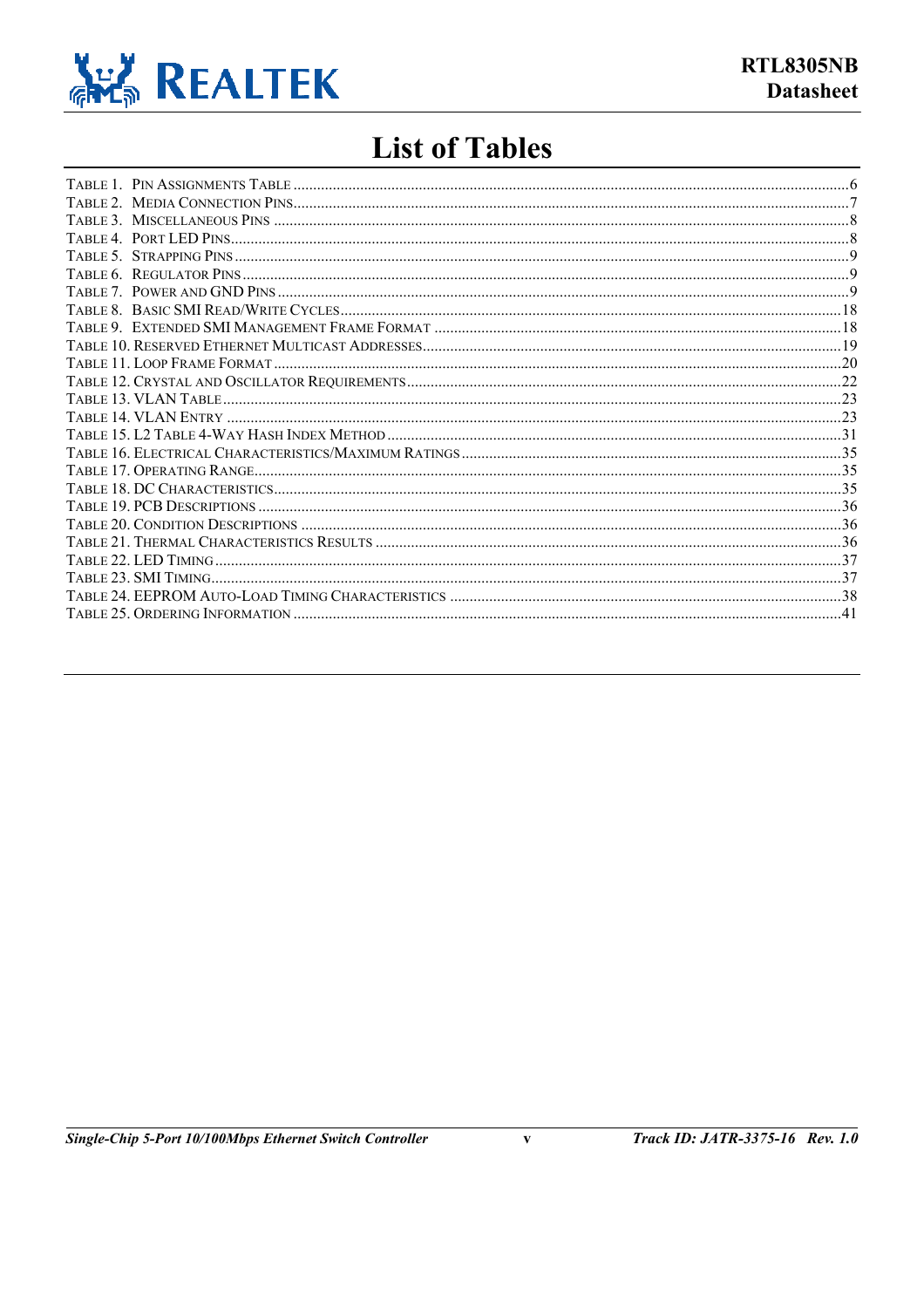# List of Tables

Table 1. Pin Assignments Table ....................................................................................................................................6
Table 2. Media Connection Pins.....................................................................................................................................7
Table 3. Miscellaneous Pins ..........................................................................................................................................8
Table 4. Port LED Pins...................................................................................................................................................8
Table 5. Strapping Pins ..................................................................................................................................................9
Table 6. Regulator Pins..................................................................................................................................................9
Table 7. Power and GND Pins .......................................................................................................................................9
Table 8. Basic SMI Read/Write Cycles........................................................................................................................18
Table 9. Extended SMI Management Frame Format ..................................................................................................18
Table 10. Reserved Ethernet Multicast Addresses.......................................................................................................19
Table 11. Loop Frame Format .....................................................................................................................................20
Table 12. Crystal and Oscillator Requirements............................................................................................................22
Table 13. VLAN Table ................................................................................................................................................23
Table 14. VLAN Entry ................................................................................................................................................23
Table 15. L2 Table 4-Way Hash Index Method ...........................................................................................................31
Table 16. Electrical Characteristics/Maximum Ratings ...............................................................................................35
Table 17. Operating Range...........................................................................................................................................35
Table 18. DC Characteristics........................................................................................................................................35
Table 19. PCB Descriptions ........................................................................................................................................36
Table 20. Condition Descriptions ................................................................................................................................36
Table 21. Thermal Characteristics Results ..................................................................................................................36
Table 22. LED Timing .................................................................................................................................................37
Table 23. SMI Timing..................................................................................................................................................37
Table 24. EEPROM Auto-Load Timing Characteristics .............................................................................................38
Table 25. Ordering Information ..................................................................................................................................41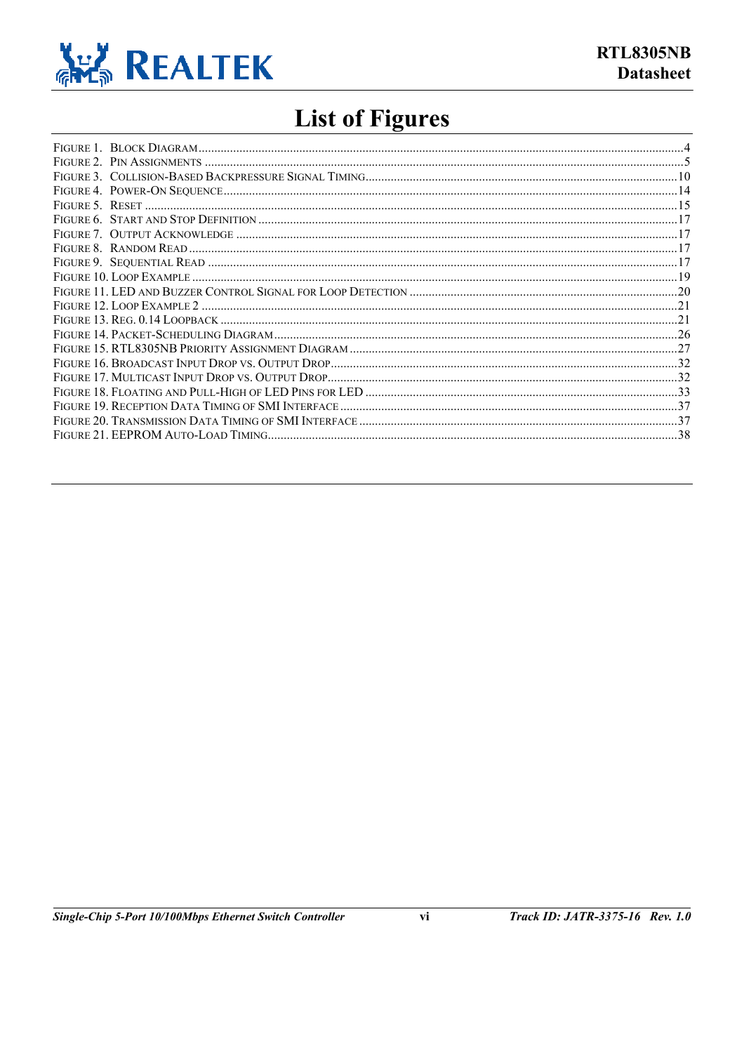# List of Figures

- Figure 1. Block Diagram ........ 4
- Figure 2. Pin Assignments ........ 5
- Figure 3. Collision-Based Backpressure Signal Timing ........ 10
- Figure 4. Power-On Sequence ........ 14
- Figure 5. Reset ........ 15
- Figure 6. Start and Stop Definition ........ 17
- Figure 7. Output Acknowledge ........ 17
- Figure 8. Random Read ........ 17
- Figure 9. Sequential Read ........ 17
- Figure 10. Loop Example ........ 19
- Figure 11. LED and Buzzer Control Signal for Loop Detection ........ 20
- Figure 12. Loop Example 2 ........ 21
- Figure 13. Reg. 0.14 Loopback ........ 21
- Figure 14. Packet-Scheduling Diagram ........ 26
- Figure 15. RTL8305NB Priority Assignment Diagram ........ 27
- Figure 16. Broadcast Input Drop vs. Output Drop ........ 32
- Figure 17. Multicast Input Drop vs. Output Drop ........ 32
- Figure 18. Floating and Pull-High of LED Pins for LED ........ 33
- Figure 19. Reception Data Timing of SMI Interface ........ 37
- Figure 20. Transmission Data Timing of SMI Interface ........ 37
- Figure 21. EEPROM Auto-Load Timing ........ 38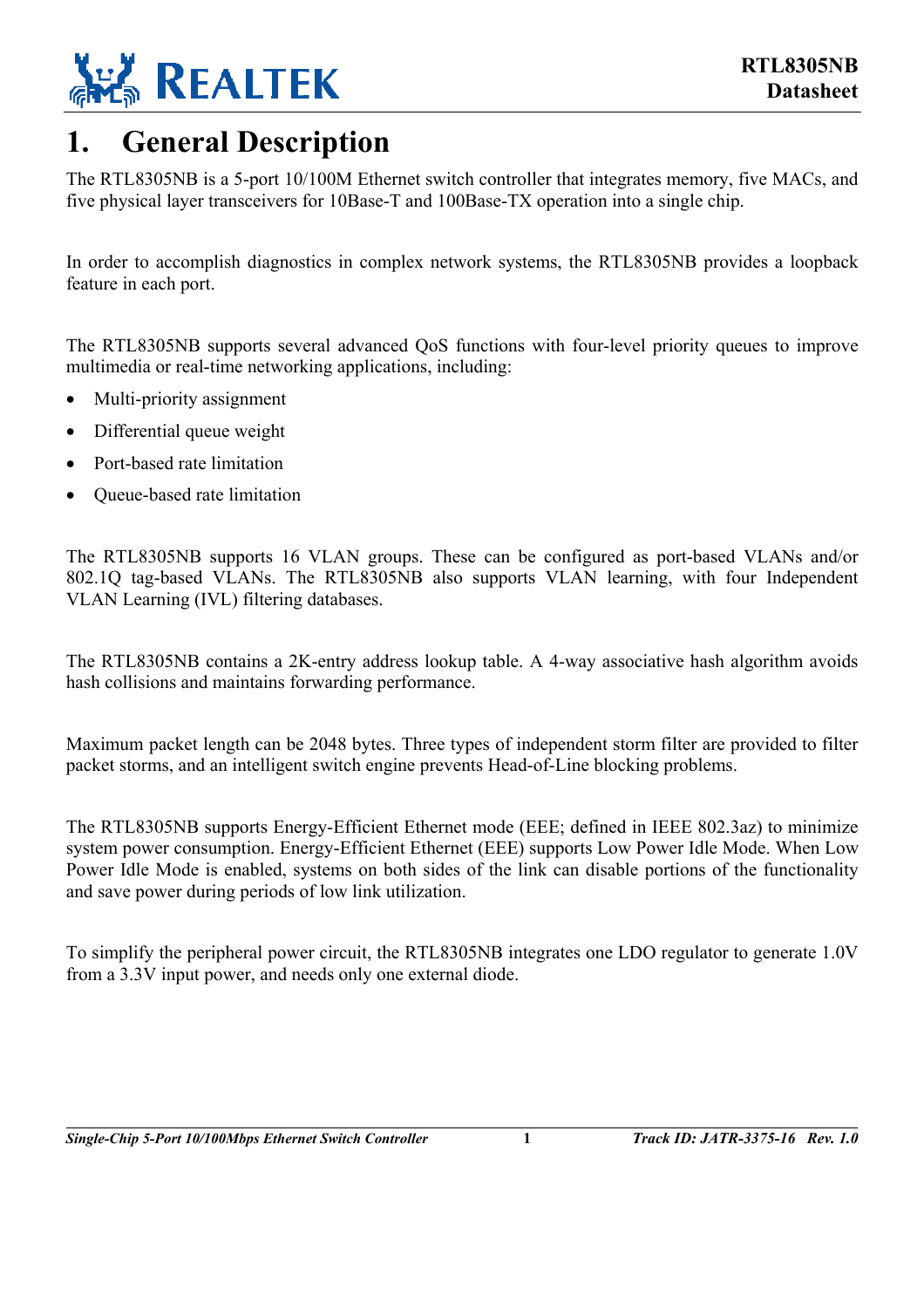# 1. General Description

The RTL8305NB is a 5-port 10/100M Ethernet switch controller that integrates memory, five MACs, and five physical layer transceivers for 10Base-T and 100Base-TX operation into a single chip.

In order to accomplish diagnostics in complex network systems, the RTL8305NB provides a loopback feature in each port.

The RTL8305NB supports several advanced QoS functions with four-level priority queues to improve multimedia or real-time networking applications, including:

- Multi-priority assignment
- Differential queue weight
- Port-based rate limitation
- Queue-based rate limitation

The RTL8305NB supports 16 VLAN groups. These can be configured as port-based VLANs and/or 802.1Q tag-based VLANs. The RTL8305NB also supports VLAN learning, with four Independent VLAN Learning (IVL) filtering databases.

The RTL8305NB contains a 2K-entry address lookup table. A 4-way associative hash algorithm avoids hash collisions and maintains forwarding performance.

Maximum packet length can be 2048 bytes. Three types of independent storm filter are provided to filter packet storms, and an intelligent switch engine prevents Head-of-Line blocking problems.

The RTL8305NB supports Energy-Efficient Ethernet mode (EEE; defined in IEEE 802.3az) to minimize system power consumption. Energy-Efficient Ethernet (EEE) supports Low Power Idle Mode. When Low Power Idle Mode is enabled, systems on both sides of the link can disable portions of the functionality and save power during periods of low link utilization.

To simplify the peripheral power circuit, the RTL8305NB integrates one LDO regulator to generate 1.0V from a 3.3V input power, and needs only one external diode.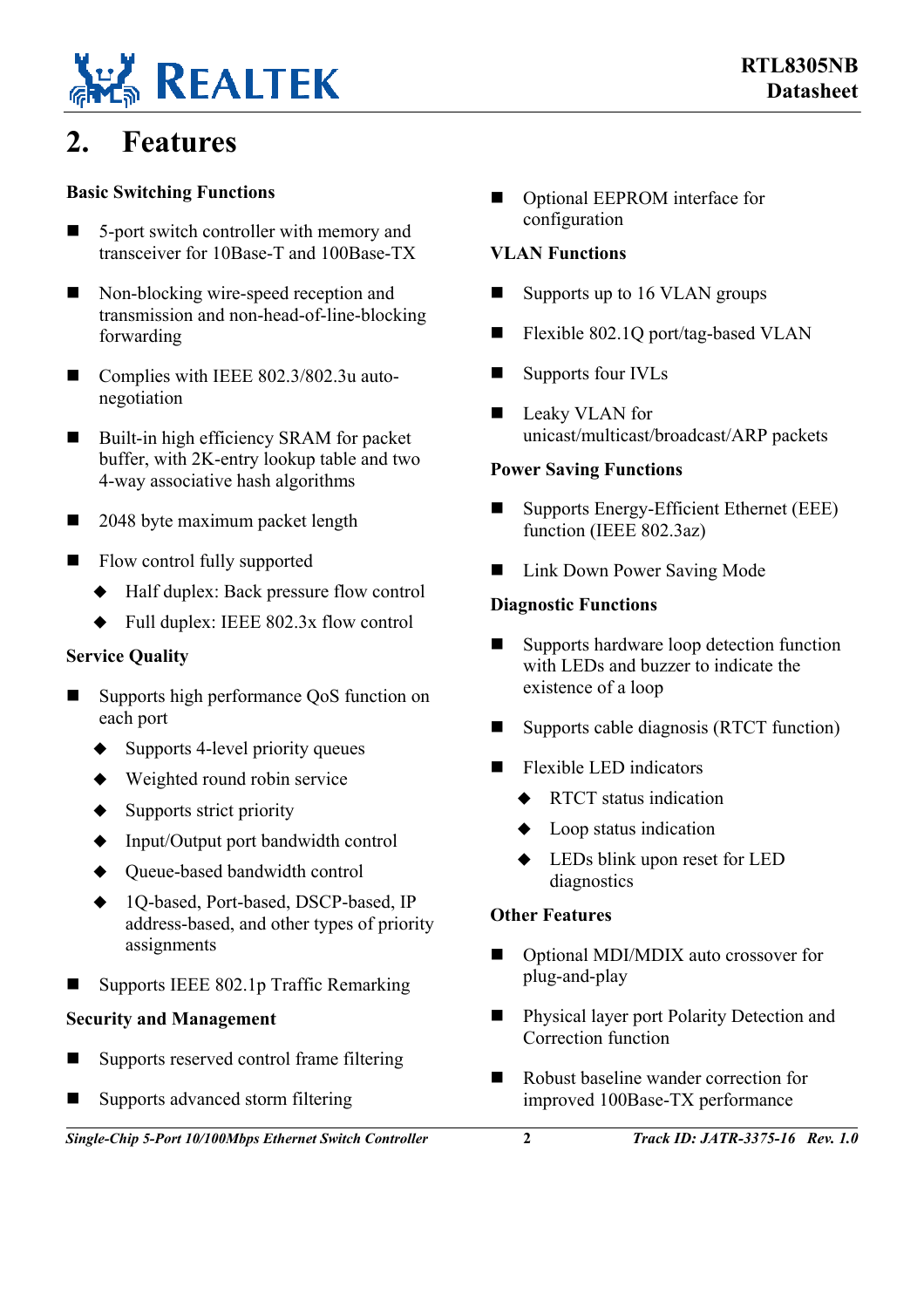# 2. Features

### Basic Switching Functions

- 5-port switch controller with memory and transceiver for 10Base-T and 100Base-TX
- Non-blocking wire-speed reception and transmission and non-head-of-line-blocking forwarding
- Complies with IEEE 802.3/802.3u auto-negotiation
- Built-in high efficiency SRAM for packet buffer, with 2K-entry lookup table and two 4-way associative hash algorithms
- 2048 byte maximum packet length
- Flow control fully supported
  - Half duplex: Back pressure flow control
  - Full duplex: IEEE 802.3x flow control

### Service Quality

- Supports high performance QoS function on each port
  - Supports 4-level priority queues
  - Weighted round robin service
  - Supports strict priority
  - Input/Output port bandwidth control
  - Queue-based bandwidth control
  - 1Q-based, Port-based, DSCP-based, IP address-based, and other types of priority assignments
- Supports IEEE 802.1p Traffic Remarking

### Security and Management

- Supports reserved control frame filtering
- Supports advanced storm filtering
- Optional EEPROM interface for configuration

### VLAN Functions

- Supports up to 16 VLAN groups
- Flexible 802.1Q port/tag-based VLAN
- Supports four IVLs
- Leaky VLAN for unicast/multicast/broadcast/ARP packets

### Power Saving Functions

- Supports Energy-Efficient Ethernet (EEE) function (IEEE 802.3az)
- Link Down Power Saving Mode

### Diagnostic Functions

- Supports hardware loop detection function with LEDs and buzzer to indicate the existence of a loop
- Supports cable diagnosis (RTCT function)
- Flexible LED indicators
  - RTCT status indication
  - Loop status indication
  - LEDs blink upon reset for LED diagnostics

### Other Features

- Optional MDI/MDIX auto crossover for plug-and-play
- Physical layer port Polarity Detection and Correction function
- Robust baseline wander correction for improved 100Base-TX performance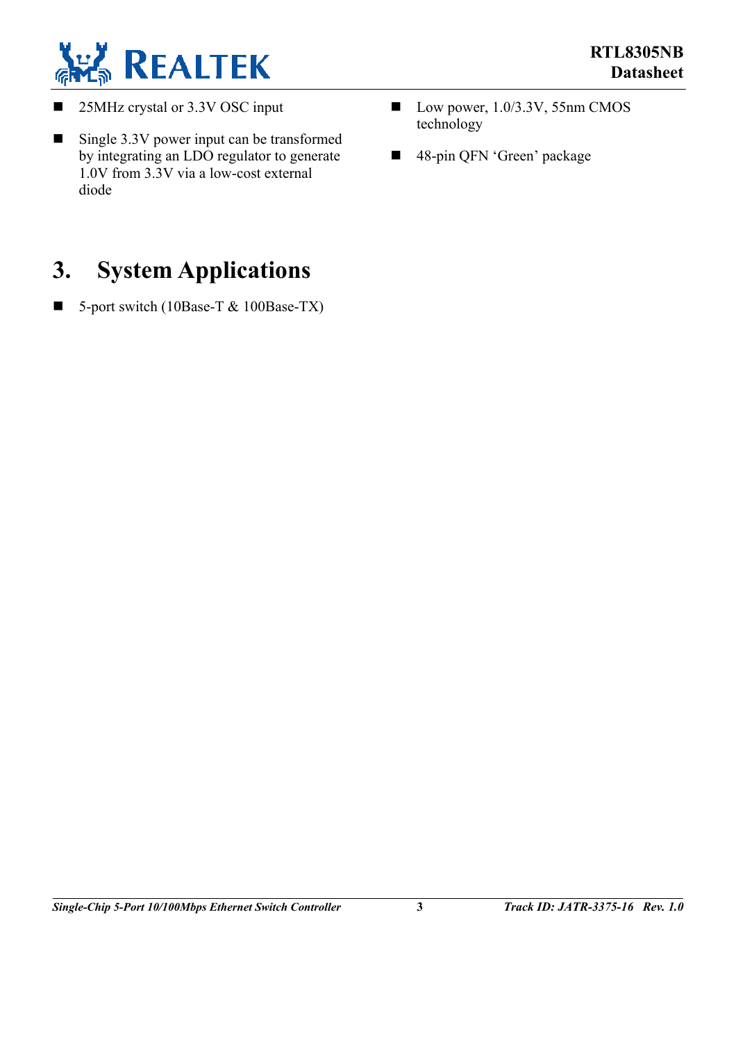- 25MHz crystal or 3.3V OSC input
- Single 3.3V power input can be transformed by integrating an LDO regulator to generate 1.0V from 3.3V via a low-cost external diode
- Low power, 1.0/3.3V, 55nm CMOS technology
- 48-pin QFN 'Green' package

# 3. System Applications

- 5-port switch (10Base-T & 100Base-TX)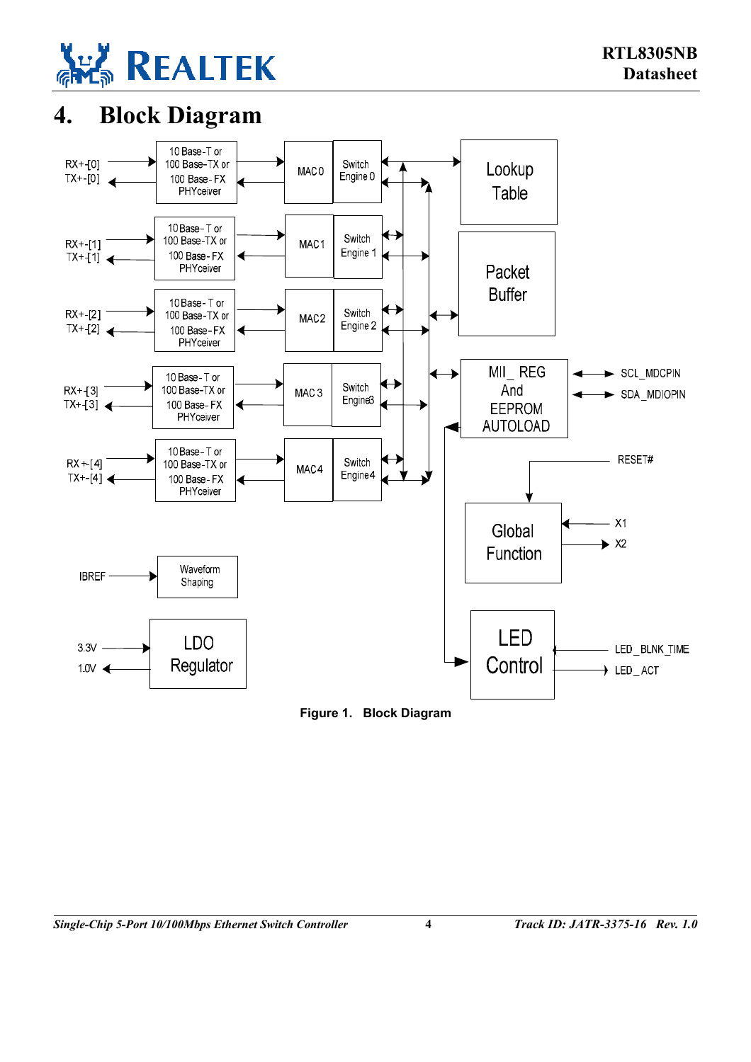# 4. Block Diagram

Figure 1. Block Diagram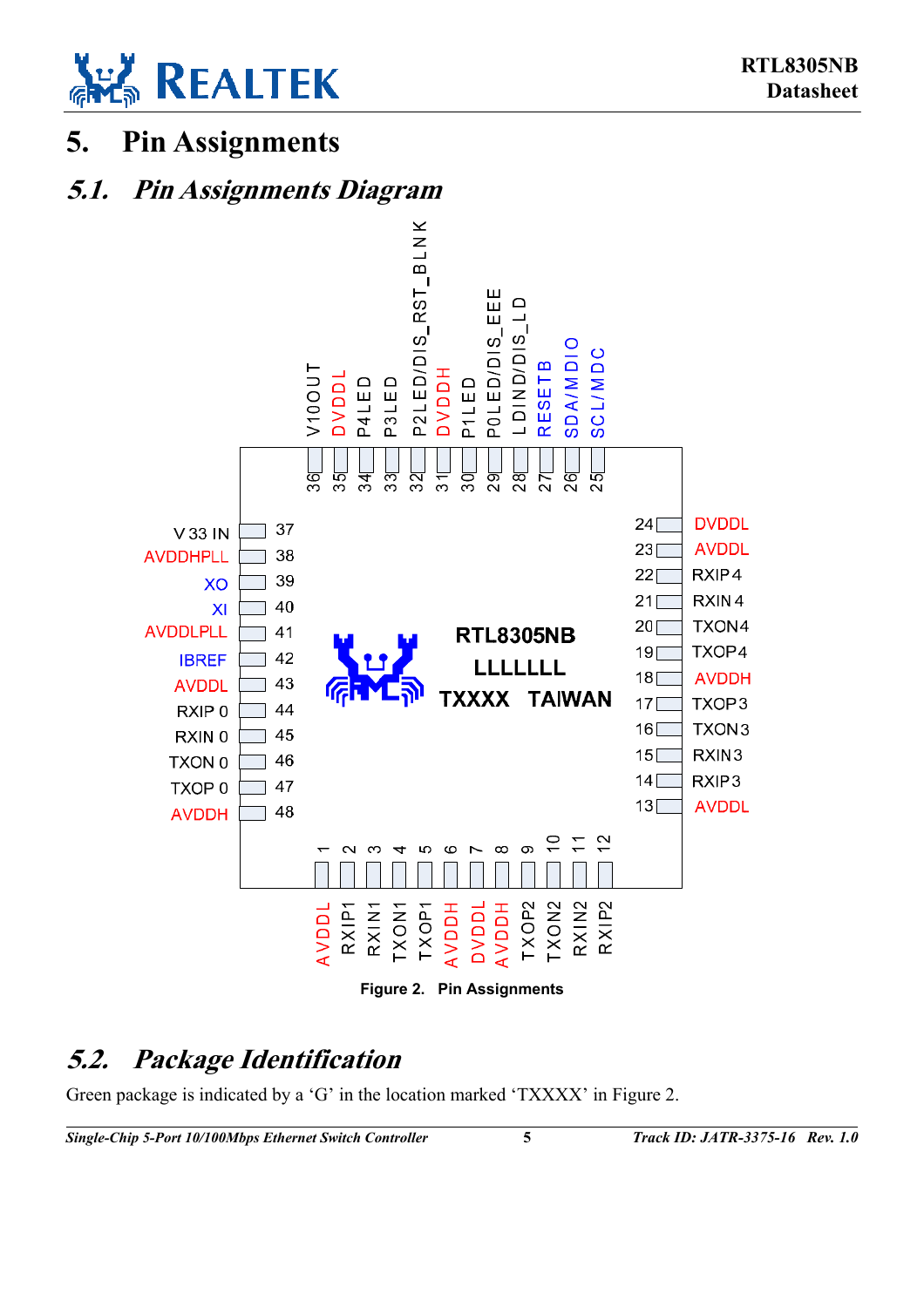# 5. Pin Assignments

## 5.1. Pin Assignments Diagram

| Pin | Name | Pin | Name | Pin | Name | Pin | Name |
|---|---|---|---|---|---|---|---|
| 1 | AVDDL | 13 | AVDDL | 25 | SCL/MDC | 37 | V33IN |
| 2 | RXIP1 | 14 | RXIP3 | 26 | SDA/MDIO | 38 | AVDDHPLL |
| 3 | RXIN1 | 15 | RXIN3 | 27 | RESETB | 39 | XO |
| 4 | TXON1 | 16 | TXON3 | 28 | LDIND/DIS_LD | 40 | XI |
| 5 | TXOP1 | 17 | TXOP3 | 29 | P0LED/DIS_EEE | 41 | AVDDLPLL |
| 6 | AVDDH | 18 | AVDDH | 30 | P1LED | 42 | IBREF |
| 7 | DVDDL | 19 | TXOP4 | 31 | DVDDH | 43 | AVDDL |
| 8 | AVDDH | 20 | TXON4 | 32 | P2LED/DIS_RST_BLNK | 44 | RXIP0 |
| 9 | TXOP2 | 21 | RXIN4 | 33 | P3LED | 45 | RXIN0 |
| 10 | TXON2 | 22 | RXIP4 | 34 | P4LED | 46 | TXON0 |
| 11 | RXIN2 | 23 | AVDDL | 35 | DVDDL | 47 | TXOP0 |
| 12 | RXIP2 | 24 | DVDDL | 36 | V10OUT | 48 | AVDDH |

Package marking: RTL8305NB / LLLLLLL / TXXXX TAIWAN

Figure 2. Pin Assignments

## 5.2. Package Identification

Green package is indicated by a 'G' in the location marked 'TXXXX' in Figure 2.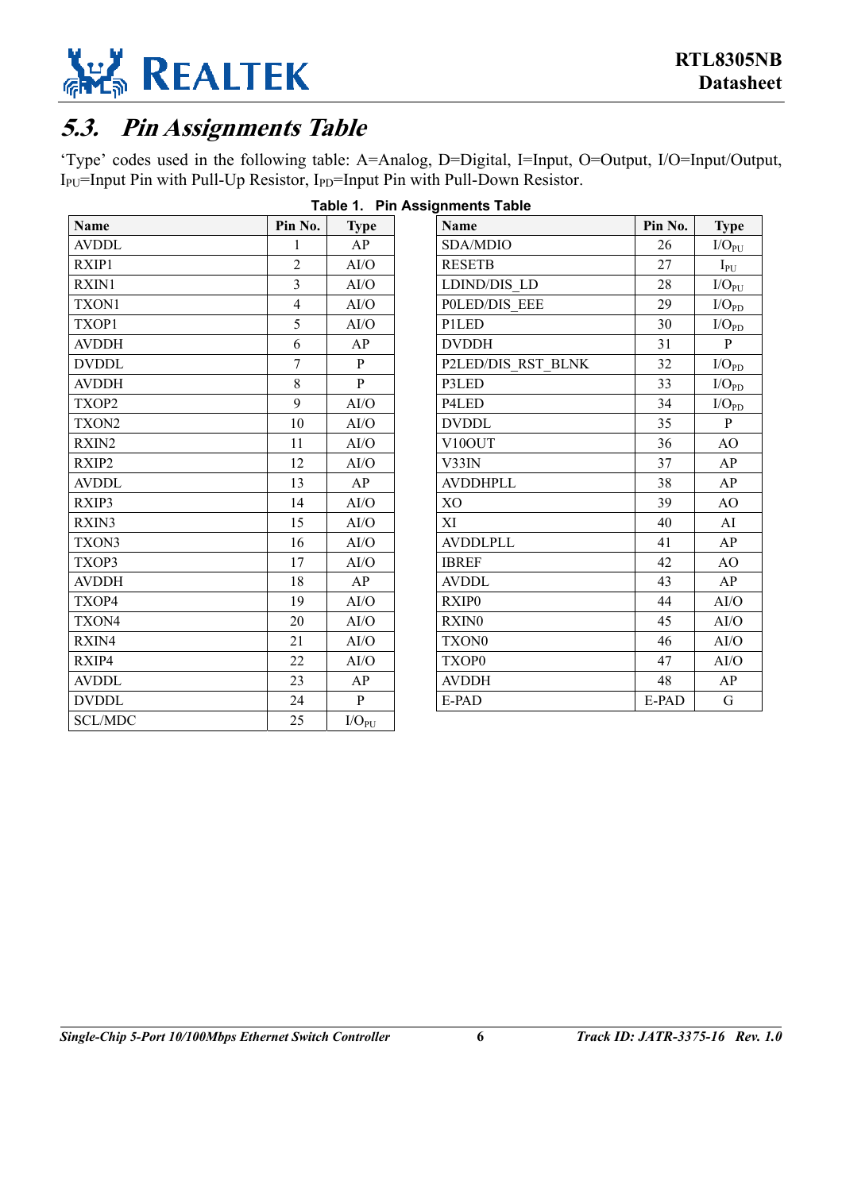## 5.3. Pin Assignments Table

'Type' codes used in the following table: A=Analog, D=Digital, I=Input, O=Output, I/O=Input/Output, $I_{PU}$=Input Pin with Pull-Up Resistor, $I_{PD}$=Input Pin with Pull-Down Resistor.

**Table 1. Pin Assignments Table**

| Name | Pin No. | Type |
|---|---|---|
| AVDDL | 1 | AP |
| RXIP1 | 2 | AI/O |
| RXIN1 | 3 | AI/O |
| TXON1 | 4 | AI/O |
| TXOP1 | 5 | AI/O |
| AVDDH | 6 | AP |
| DVDDL | 7 | P |
| AVDDH | 8 | P |
| TXOP2 | 9 | AI/O |
| TXON2 | 10 | AI/O |
| RXIN2 | 11 | AI/O |
| RXIP2 | 12 | AI/O |
| AVDDL | 13 | AP |
| RXIP3 | 14 | AI/O |
| RXIN3 | 15 | AI/O |
| TXON3 | 16 | AI/O |
| TXOP3 | 17 | AI/O |
| AVDDH | 18 | AP |
| TXOP4 | 19 | AI/O |
| TXON4 | 20 | AI/O |
| RXIN4 | 21 | AI/O |
| RXIP4 | 22 | AI/O |
| AVDDL | 23 | AP |
| DVDDL | 24 | P |
| SCL/MDC | 25 | $I/O_{PU}$ |
| SDA/MDIO | 26 | $I/O_{PU}$ |
| RESETB | 27 | $I_{PU}$ |
| LDIND/DIS_LD | 28 | $I/O_{PU}$ |
| P0LED/DIS_EEE | 29 | $I/O_{PD}$ |
| P1LED | 30 | $I/O_{PD}$ |
| DVDDH | 31 | P |
| P2LED/DIS_RST_BLNK | 32 | $I/O_{PD}$ |
| P3LED | 33 | $I/O_{PD}$ |
| P4LED | 34 | $I/O_{PD}$ |
| DVDDL | 35 | P |
| V10OUT | 36 | AO |
| V33IN | 37 | AP |
| AVDDHPLL | 38 | AP |
| XO | 39 | AO |
| XI | 40 | AI |
| AVDDLPLL | 41 | AP |
| IBREF | 42 | AO |
| AVDDL | 43 | AP |
| RXIP0 | 44 | AI/O |
| RXIN0 | 45 | AI/O |
| TXON0 | 46 | AI/O |
| TXOP0 | 47 | AI/O |
| AVDDH | 48 | AP |
| E-PAD | E-PAD | G |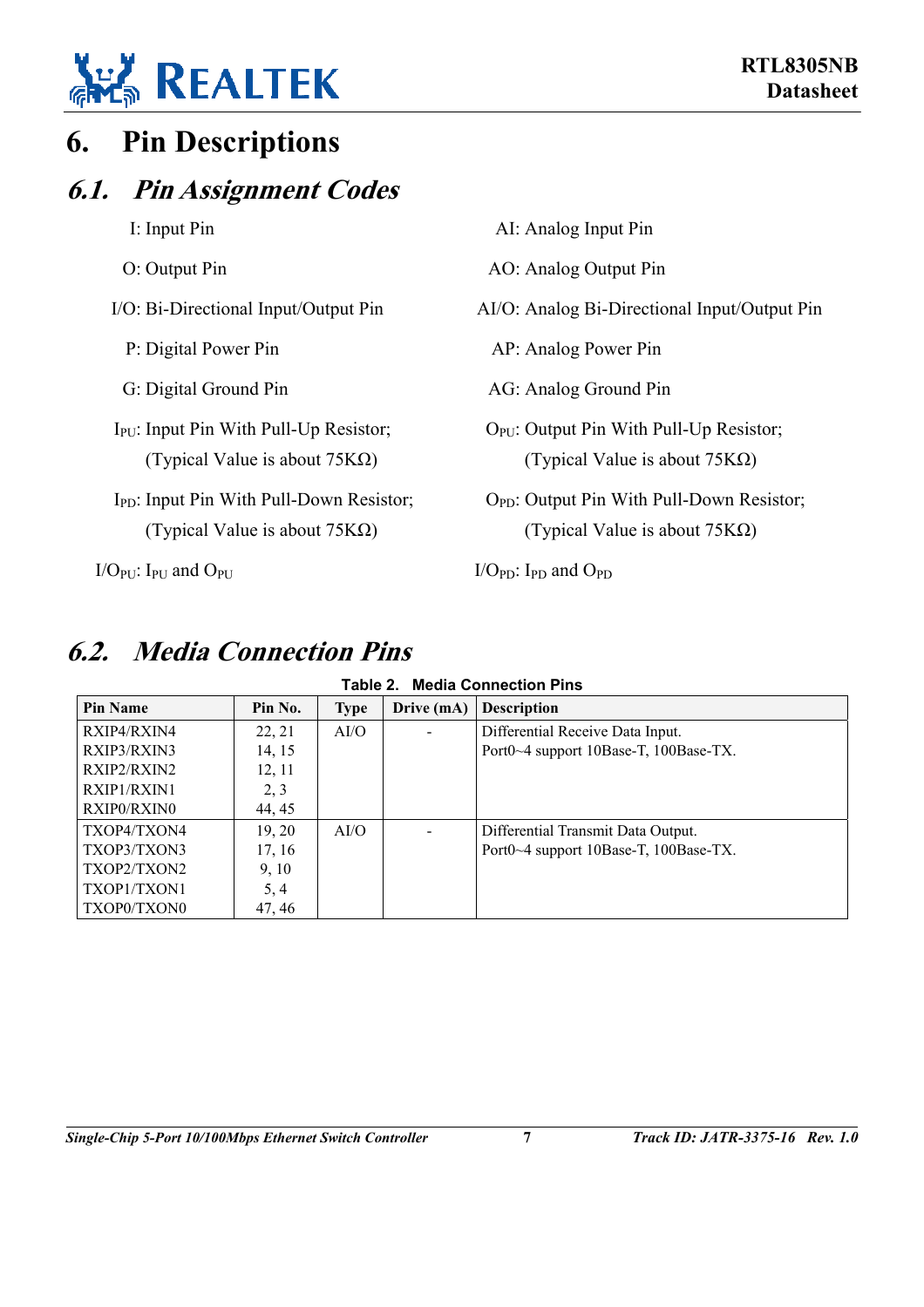# 6. Pin Descriptions

## 6.1. Pin Assignment Codes

I: Input Pin

O: Output Pin

I/O: Bi-Directional Input/Output Pin

P: Digital Power Pin

G: Digital Ground Pin

$I_{PU}$: Input Pin With Pull-Up Resistor; (Typical Value is about 75KΩ)

$I_{PD}$: Input Pin With Pull-Down Resistor; (Typical Value is about 75KΩ)

$I/O_{PU}$: $I_{PU}$ and $O_{PU}$

AI: Analog Input Pin

AO: Analog Output Pin

AI/O: Analog Bi-Directional Input/Output Pin

AP: Analog Power Pin

AG: Analog Ground Pin

$O_{PU}$: Output Pin With Pull-Up Resistor; (Typical Value is about 75KΩ)

$O_{PD}$: Output Pin With Pull-Down Resistor; (Typical Value is about 75KΩ)

$I/O_{PD}$: $I_{PD}$ and $O_{PD}$

## 6.2. Media Connection Pins

**Table 2. Media Connection Pins**

| Pin Name | Pin No. | Type | Drive (mA) | Description |
|---|---|---|---|---|
| RXIP4/RXIN4<br>RXIP3/RXIN3<br>RXIP2/RXIN2<br>RXIP1/RXIN1<br>RXIP0/RXIN0 | 22, 21<br>14, 15<br>12, 11<br>2, 3<br>44, 45 | AI/O | - | Differential Receive Data Input.<br>Port0~4 support 10Base-T, 100Base-TX. |
| TXOP4/TXON4<br>TXOP3/TXON3<br>TXOP2/TXON2<br>TXOP1/TXON1<br>TXOP0/TXON0 | 19, 20<br>17, 16<br>9, 10<br>5, 4<br>47, 46 | AI/O | - | Differential Transmit Data Output.<br>Port0~4 support 10Base-T, 100Base-TX. |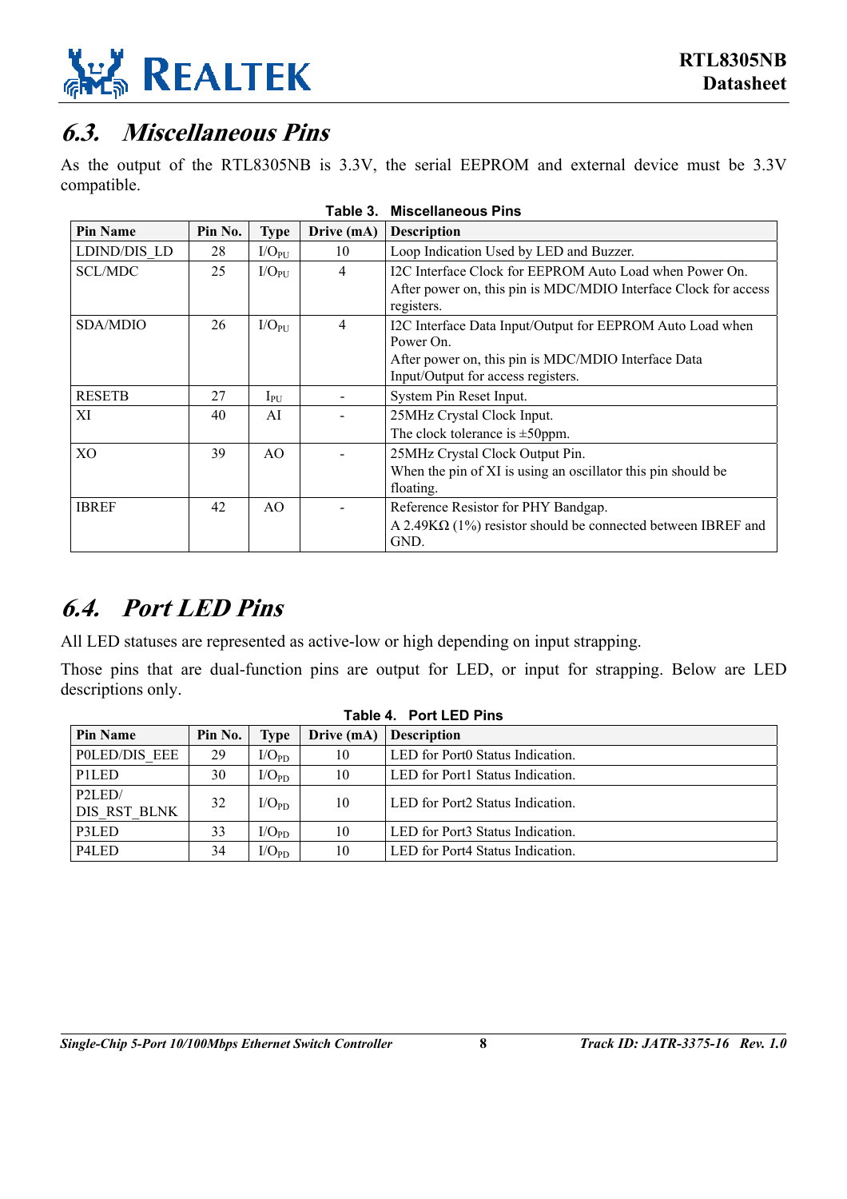## 6.3. Miscellaneous Pins

As the output of the RTL8305NB is 3.3V, the serial EEPROM and external device must be 3.3V compatible.

**Table 3. Miscellaneous Pins**

| Pin Name | Pin No. | Type | Drive (mA) | Description |
|---|---|---|---|---|
| LDIND/DIS_LD | 28 | $I/O_{PU}$ | 10 | Loop Indication Used by LED and Buzzer. |
| SCL/MDC | 25 | $I/O_{PU}$ | 4 | I2C Interface Clock for EEPROM Auto Load when Power On. After power on, this pin is MDC/MDIO Interface Clock for access registers. |
| SDA/MDIO | 26 | $I/O_{PU}$ | 4 | I2C Interface Data Input/Output for EEPROM Auto Load when Power On. After power on, this pin is MDC/MDIO Interface Data Input/Output for access registers. |
| RESETB | 27 | $I_{PU}$ | - | System Pin Reset Input. |
| XI | 40 | AI | - | 25MHz Crystal Clock Input. The clock tolerance is ±50ppm. |
| XO | 39 | AO | - | 25MHz Crystal Clock Output Pin. When the pin of XI is using an oscillator this pin should be floating. |
| IBREF | 42 | AO | - | Reference Resistor for PHY Bandgap. A 2.49KΩ (1%) resistor should be connected between IBREF and GND. |

## 6.4. Port LED Pins

All LED statuses are represented as active-low or high depending on input strapping.

Those pins that are dual-function pins are output for LED, or input for strapping. Below are LED descriptions only.

**Table 4. Port LED Pins**

| Pin Name | Pin No. | Type | Drive (mA) | Description |
|---|---|---|---|---|
| P0LED/DIS_EEE | 29 | $I/O_{PD}$ | 10 | LED for Port0 Status Indication. |
| P1LED | 30 | $I/O_{PD}$ | 10 | LED for Port1 Status Indication. |
| P2LED/ DIS_RST_BLNK | 32 | $I/O_{PD}$ | 10 | LED for Port2 Status Indication. |
| P3LED | 33 | $I/O_{PD}$ | 10 | LED for Port3 Status Indication. |
| P4LED | 34 | $I/O_{PD}$ | 10 | LED for Port4 Status Indication. |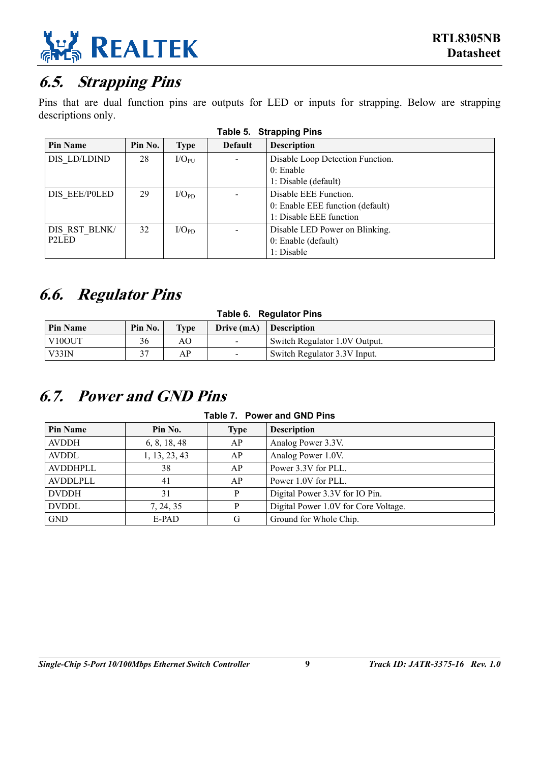## 6.5. Strapping Pins

Pins that are dual function pins are outputs for LED or inputs for strapping. Below are strapping descriptions only.

**Table 5. Strapping Pins**

| Pin Name | Pin No. | Type | Default | Description |
|---|---|---|---|---|
| DIS_LD/LDIND | 28 | $I/O_{PU}$ | - | Disable Loop Detection Function.<br>0: Enable<br>1: Disable (default) |
| DIS_EEE/P0LED | 29 | $I/O_{PD}$ | - | Disable EEE Function.<br>0: Enable EEE function (default)<br>1: Disable EEE function |
| DIS_RST_BLNK/ P2LED | 32 | $I/O_{PD}$ | - | Disable LED Power on Blinking.<br>0: Enable (default)<br>1: Disable |

## 6.6. Regulator Pins

**Table 6. Regulator Pins**

| Pin Name | Pin No. | Type | Drive (mA) | Description |
|---|---|---|---|---|
| V10OUT | 36 | AO | - | Switch Regulator 1.0V Output. |
| V33IN | 37 | AP | - | Switch Regulator 3.3V Input. |

## 6.7. Power and GND Pins

**Table 7. Power and GND Pins**

| Pin Name | Pin No. | Type | Description |
|---|---|---|---|
| AVDDH | 6, 8, 18, 48 | AP | Analog Power 3.3V. |
| AVDDL | 1, 13, 23, 43 | AP | Analog Power 1.0V. |
| AVDDHPLL | 38 | AP | Power 3.3V for PLL. |
| AVDDLPLL | 41 | AP | Power 1.0V for PLL. |
| DVDDH | 31 | P | Digital Power 3.3V for IO Pin. |
| DVDDL | 7, 24, 35 | P | Digital Power 1.0V for Core Voltage. |
| GND | E-PAD | G | Ground for Whole Chip. |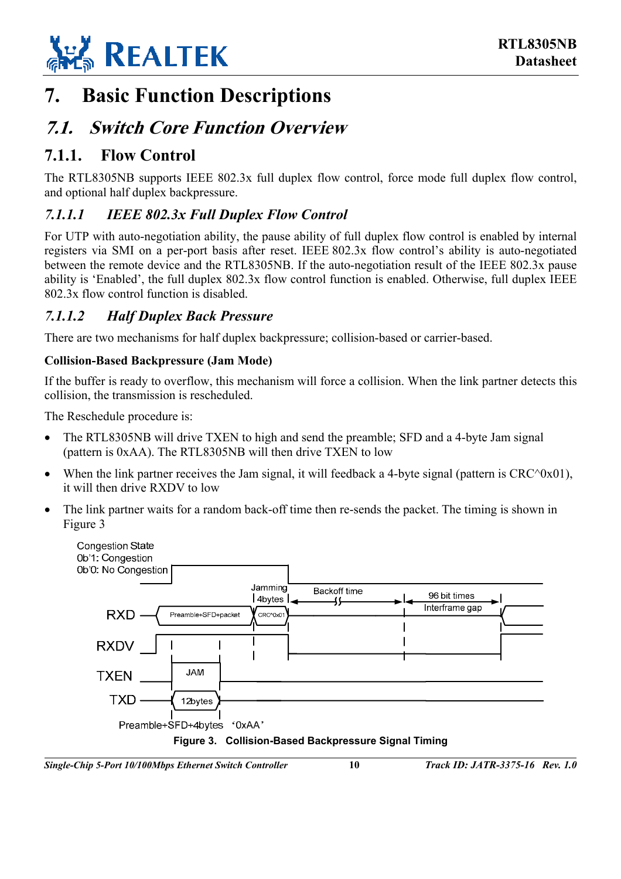# 7. Basic Function Descriptions

## 7.1. Switch Core Function Overview

### 7.1.1. Flow Control

The RTL8305NB supports IEEE 802.3x full duplex flow control, force mode full duplex flow control, and optional half duplex backpressure.

#### *7.1.1.1 IEEE 802.3x Full Duplex Flow Control*

For UTP with auto-negotiation ability, the pause ability of full duplex flow control is enabled by internal registers via SMI on a per-port basis after reset. IEEE 802.3x flow control's ability is auto-negotiated between the remote device and the RTL8305NB. If the auto-negotiation result of the IEEE 802.3x pause ability is 'Enabled', the full duplex 802.3x flow control function is enabled. Otherwise, full duplex IEEE 802.3x flow control function is disabled.

#### *7.1.1.2 Half Duplex Back Pressure*

There are two mechanisms for half duplex backpressure; collision-based or carrier-based.

**Collision-Based Backpressure (Jam Mode)**

If the buffer is ready to overflow, this mechanism will force a collision. When the link partner detects this collision, the transmission is rescheduled.

The Reschedule procedure is:

- The RTL8305NB will drive TXEN to high and send the preamble; SFD and a 4-byte Jam signal (pattern is 0xAA). The RTL8305NB will then drive TXEN to low
- When the link partner receives the Jam signal, it will feedback a 4-byte signal (pattern is CRC^0x01), it will then drive RXDV to low
- The link partner waits for a random back-off time then re-sends the packet. The timing is shown in Figure 3

Figure 3. Collision-Based Backpressure Signal Timing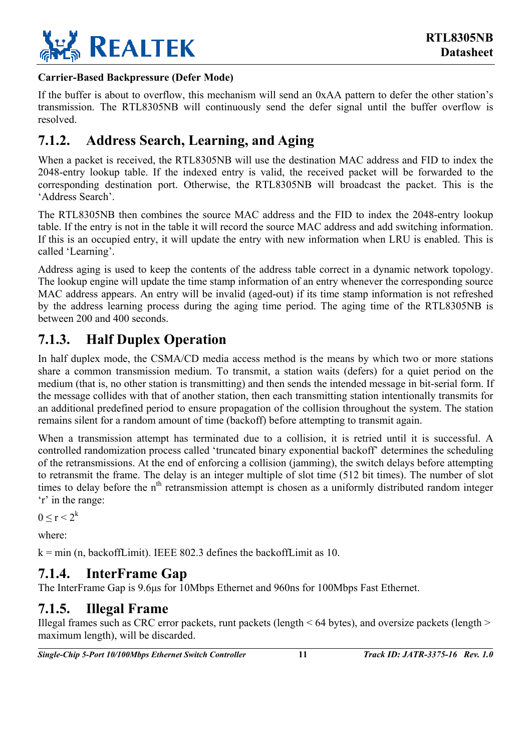**Carrier-Based Backpressure (Defer Mode)**

If the buffer is about to overflow, this mechanism will send an 0xAA pattern to defer the other station's transmission. The RTL8305NB will continuously send the defer signal until the buffer overflow is resolved.

### 7.1.2. Address Search, Learning, and Aging

When a packet is received, the RTL8305NB will use the destination MAC address and FID to index the 2048-entry lookup table. If the indexed entry is valid, the received packet will be forwarded to the corresponding destination port. Otherwise, the RTL8305NB will broadcast the packet. This is the 'Address Search'.

The RTL8305NB then combines the source MAC address and the FID to index the 2048-entry lookup table. If the entry is not in the table it will record the source MAC address and add switching information. If this is an occupied entry, it will update the entry with new information when LRU is enabled. This is called 'Learning'.

Address aging is used to keep the contents of the address table correct in a dynamic network topology. The lookup engine will update the time stamp information of an entry whenever the corresponding source MAC address appears. An entry will be invalid (aged-out) if its time stamp information is not refreshed by the address learning process during the aging time period. The aging time of the RTL8305NB is between 200 and 400 seconds.

### 7.1.3. Half Duplex Operation

In half duplex mode, the CSMA/CD media access method is the means by which two or more stations share a common transmission medium. To transmit, a station waits (defers) for a quiet period on the medium (that is, no other station is transmitting) and then sends the intended message in bit-serial form. If the message collides with that of another station, then each transmitting station intentionally transmits for an additional predefined period to ensure propagation of the collision throughout the system. The station remains silent for a random amount of time (backoff) before attempting to transmit again.

When a transmission attempt has terminated due to a collision, it is retried until it is successful. A controlled randomization process called 'truncated binary exponential backoff' determines the scheduling of the retransmissions. At the end of enforcing a collision (jamming), the switch delays before attempting to retransmit the frame. The delay is an integer multiple of slot time (512 bit times). The number of slot times to delay before the $n^{th}$ retransmission attempt is chosen as a uniformly distributed random integer 'r' in the range:

$0 \leq r < 2^k$

where:

k = min (n, backoffLimit). IEEE 802.3 defines the backoffLimit as 10.

### 7.1.4. InterFrame Gap

The InterFrame Gap is 9.6µs for 10Mbps Ethernet and 960ns for 100Mbps Fast Ethernet.

### 7.1.5. Illegal Frame

Illegal frames such as CRC error packets, runt packets (length < 64 bytes), and oversize packets (length > maximum length), will be discarded.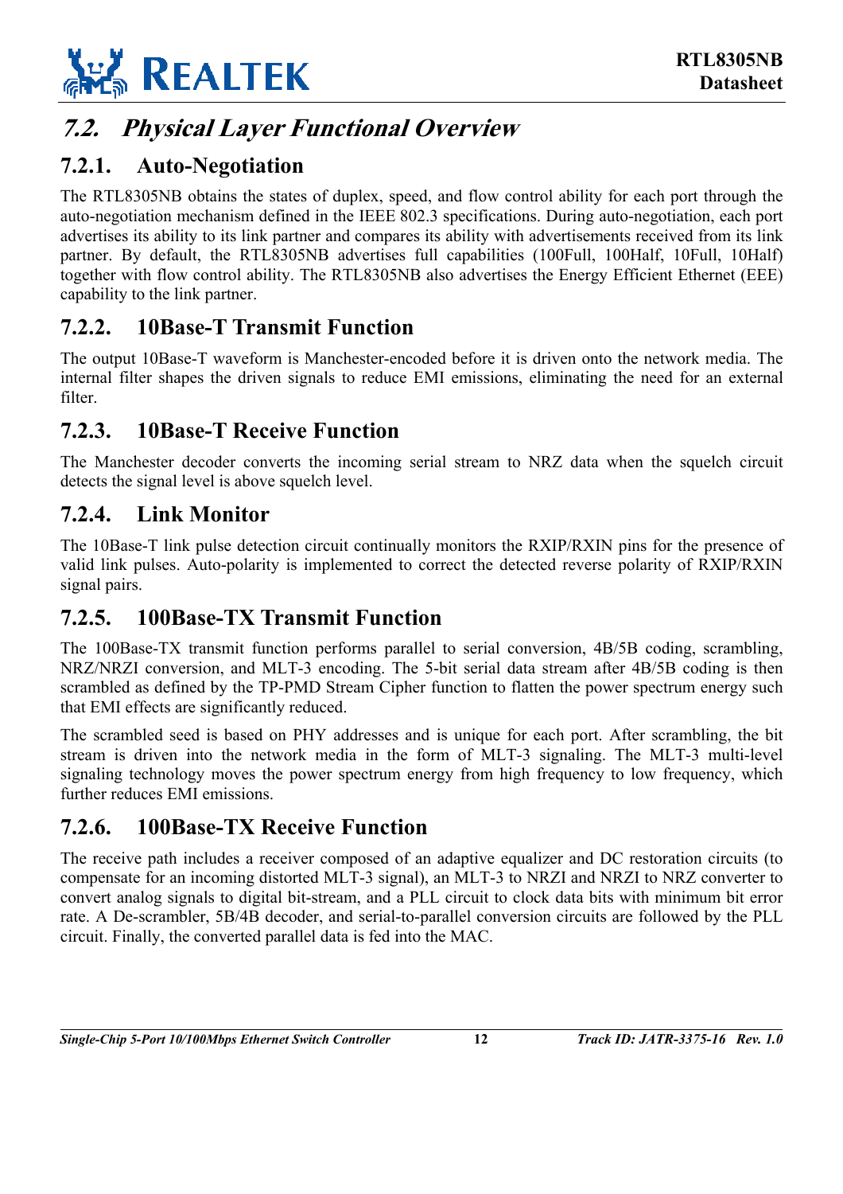## 7.2. Physical Layer Functional Overview

### 7.2.1. Auto-Negotiation

The RTL8305NB obtains the states of duplex, speed, and flow control ability for each port through the auto-negotiation mechanism defined in the IEEE 802.3 specifications. During auto-negotiation, each port advertises its ability to its link partner and compares its ability with advertisements received from its link partner. By default, the RTL8305NB advertises full capabilities (100Full, 100Half, 10Full, 10Half) together with flow control ability. The RTL8305NB also advertises the Energy Efficient Ethernet (EEE) capability to the link partner.

### 7.2.2. 10Base-T Transmit Function

The output 10Base-T waveform is Manchester-encoded before it is driven onto the network media. The internal filter shapes the driven signals to reduce EMI emissions, eliminating the need for an external filter.

### 7.2.3. 10Base-T Receive Function

The Manchester decoder converts the incoming serial stream to NRZ data when the squelch circuit detects the signal level is above squelch level.

### 7.2.4. Link Monitor

The 10Base-T link pulse detection circuit continually monitors the RXIP/RXIN pins for the presence of valid link pulses. Auto-polarity is implemented to correct the detected reverse polarity of RXIP/RXIN signal pairs.

### 7.2.5. 100Base-TX Transmit Function

The 100Base-TX transmit function performs parallel to serial conversion, 4B/5B coding, scrambling, NRZ/NRZI conversion, and MLT-3 encoding. The 5-bit serial data stream after 4B/5B coding is then scrambled as defined by the TP-PMD Stream Cipher function to flatten the power spectrum energy such that EMI effects are significantly reduced.

The scrambled seed is based on PHY addresses and is unique for each port. After scrambling, the bit stream is driven into the network media in the form of MLT-3 signaling. The MLT-3 multi-level signaling technology moves the power spectrum energy from high frequency to low frequency, which further reduces EMI emissions.

### 7.2.6. 100Base-TX Receive Function

The receive path includes a receiver composed of an adaptive equalizer and DC restoration circuits (to compensate for an incoming distorted MLT-3 signal), an MLT-3 to NRZI and NRZI to NRZ converter to convert analog signals to digital bit-stream, and a PLL circuit to clock data bits with minimum bit error rate. A De-scrambler, 5B/4B decoder, and serial-to-parallel conversion circuits are followed by the PLL circuit. Finally, the converted parallel data is fed into the MAC.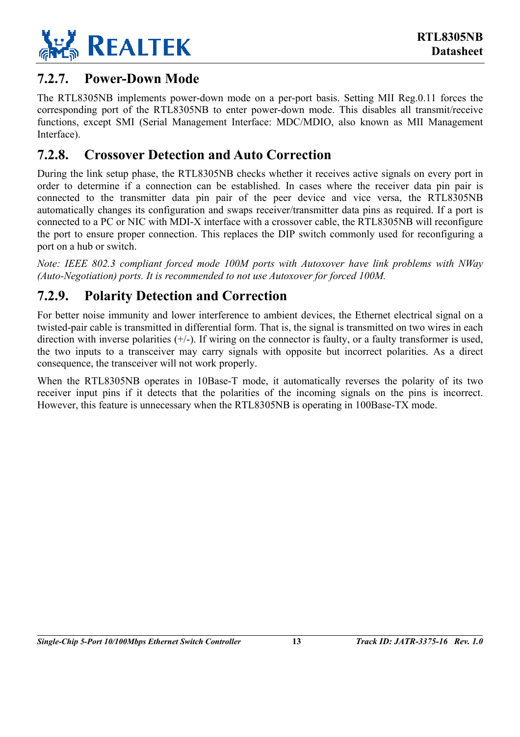### 7.2.7. Power-Down Mode

The RTL8305NB implements power-down mode on a per-port basis. Setting MII Reg.0.11 forces the corresponding port of the RTL8305NB to enter power-down mode. This disables all transmit/receive functions, except SMI (Serial Management Interface: MDC/MDIO, also known as MII Management Interface).

### 7.2.8. Crossover Detection and Auto Correction

During the link setup phase, the RTL8305NB checks whether it receives active signals on every port in order to determine if a connection can be established. In cases where the receiver data pin pair is connected to the transmitter data pin pair of the peer device and vice versa, the RTL8305NB automatically changes its configuration and swaps receiver/transmitter data pins as required. If a port is connected to a PC or NIC with MDI-X interface with a crossover cable, the RTL8305NB will reconfigure the port to ensure proper connection. This replaces the DIP switch commonly used for reconfiguring a port on a hub or switch.

*Note: IEEE 802.3 compliant forced mode 100M ports with Autoxover have link problems with NWay (Auto-Negotiation) ports. It is recommended to not use Autoxover for forced 100M.*

### 7.2.9. Polarity Detection and Correction

For better noise immunity and lower interference to ambient devices, the Ethernet electrical signal on a twisted-pair cable is transmitted in differential form. That is, the signal is transmitted on two wires in each direction with inverse polarities (+/-). If wiring on the connector is faulty, or a faulty transformer is used, the two inputs to a transceiver may carry signals with opposite but incorrect polarities. As a direct consequence, the transceiver will not work properly.

When the RTL8305NB operates in 10Base-T mode, it automatically reverses the polarity of its two receiver input pins if it detects that the polarities of the incoming signals on the pins is incorrect. However, this feature is unnecessary when the RTL8305NB is operating in 100Base-TX mode.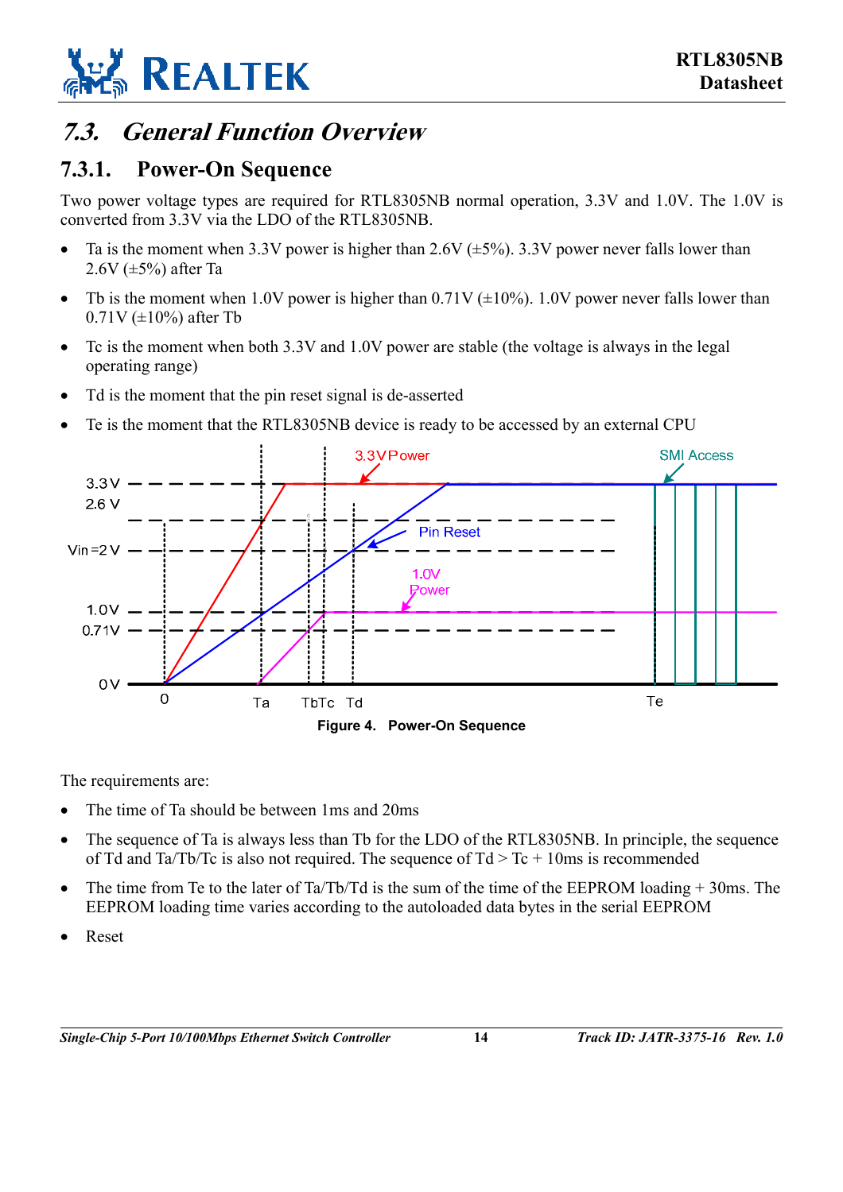## 7.3. General Function Overview

### 7.3.1. Power-On Sequence

Two power voltage types are required for RTL8305NB normal operation, 3.3V and 1.0V. The 1.0V is converted from 3.3V via the LDO of the RTL8305NB.

- Ta is the moment when 3.3V power is higher than 2.6V (±5%). 3.3V power never falls lower than 2.6V (±5%) after Ta
- Tb is the moment when 1.0V power is higher than 0.71V (±10%). 1.0V power never falls lower than 0.71V (±10%) after Tb
- Tc is the moment when both 3.3V and 1.0V power are stable (the voltage is always in the legal operating range)
- Td is the moment that the pin reset signal is de-asserted
- Te is the moment that the RTL8305NB device is ready to be accessed by an external CPU

**Figure 4. Power-On Sequence**

The requirements are:

- The time of Ta should be between 1ms and 20ms
- The sequence of Ta is always less than Tb for the LDO of the RTL8305NB. In principle, the sequence of Td and Ta/Tb/Tc is also not required. The sequence of Td > Tc + 10ms is recommended
- The time from Te to the later of Ta/Tb/Td is the sum of the time of the EEPROM loading + 30ms. The EEPROM loading time varies according to the autoloaded data bytes in the serial EEPROM
- Reset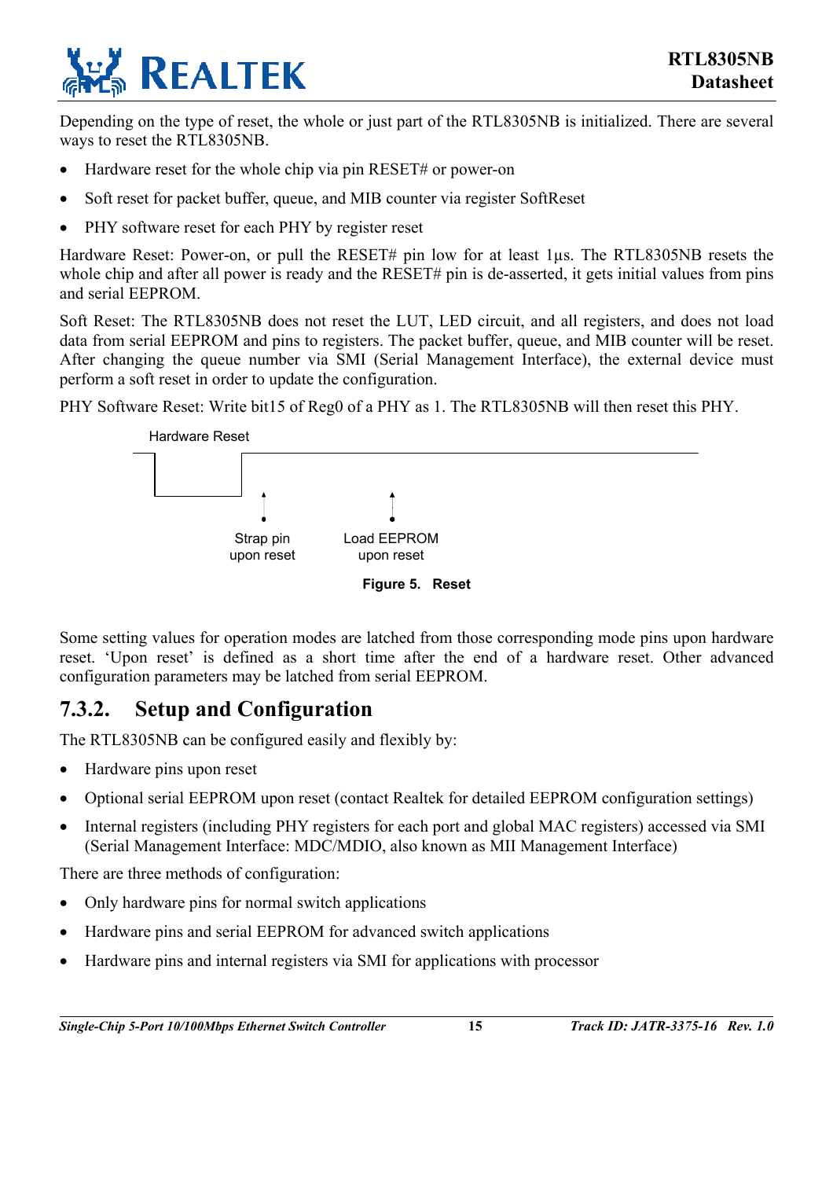Depending on the type of reset, the whole or just part of the RTL8305NB is initialized. There are several ways to reset the RTL8305NB.

- Hardware reset for the whole chip via pin RESET# or power-on
- Soft reset for packet buffer, queue, and MIB counter via register SoftReset
- PHY software reset for each PHY by register reset

Hardware Reset: Power-on, or pull the RESET# pin low for at least 1µs. The RTL8305NB resets the whole chip and after all power is ready and the RESET# pin is de-asserted, it gets initial values from pins and serial EEPROM.

Soft Reset: The RTL8305NB does not reset the LUT, LED circuit, and all registers, and does not load data from serial EEPROM and pins to registers. The packet buffer, queue, and MIB counter will be reset. After changing the queue number via SMI (Serial Management Interface), the external device must perform a soft reset in order to update the configuration.

PHY Software Reset: Write bit15 of Reg0 of a PHY as 1. The RTL8305NB will then reset this PHY.

Hardware Reset

Strap pin upon reset

Load EEPROM upon reset

**Figure 5. Reset**

Some setting values for operation modes are latched from those corresponding mode pins upon hardware reset. 'Upon reset' is defined as a short time after the end of a hardware reset. Other advanced configuration parameters may be latched from serial EEPROM.

## 7.3.2. Setup and Configuration

The RTL8305NB can be configured easily and flexibly by:

- Hardware pins upon reset
- Optional serial EEPROM upon reset (contact Realtek for detailed EEPROM configuration settings)
- Internal registers (including PHY registers for each port and global MAC registers) accessed via SMI (Serial Management Interface: MDC/MDIO, also known as MII Management Interface)

There are three methods of configuration:

- Only hardware pins for normal switch applications
- Hardware pins and serial EEPROM for advanced switch applications
- Hardware pins and internal registers via SMI for applications with processor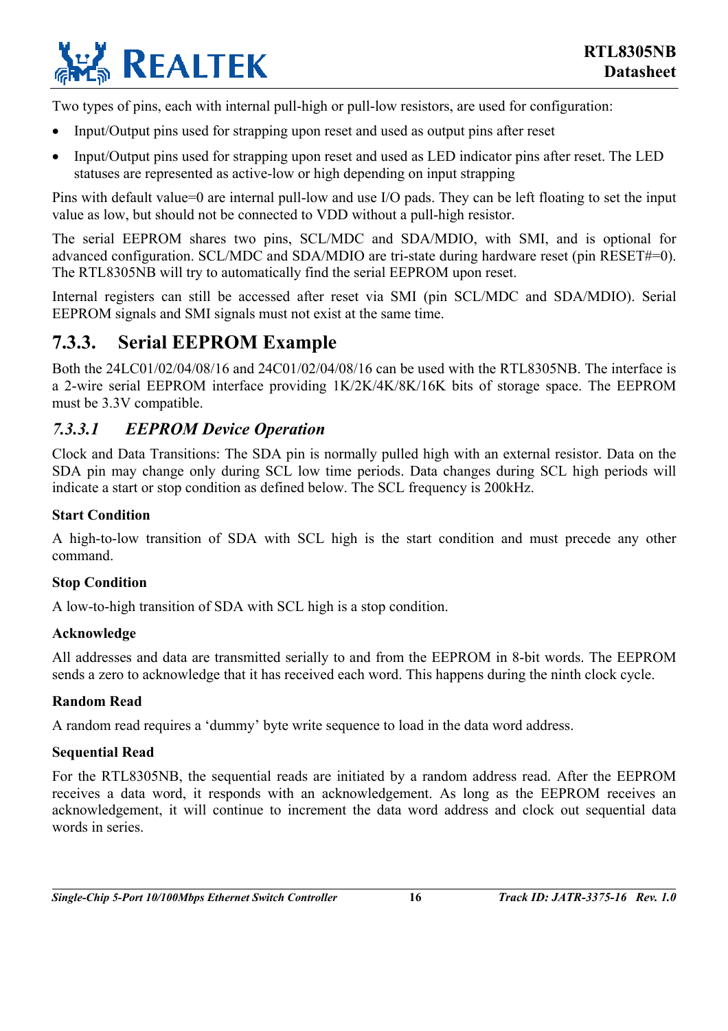Two types of pins, each with internal pull-high or pull-low resistors, are used for configuration:

- Input/Output pins used for strapping upon reset and used as output pins after reset
- Input/Output pins used for strapping upon reset and used as LED indicator pins after reset. The LED statuses are represented as active-low or high depending on input strapping

Pins with default value=0 are internal pull-low and use I/O pads. They can be left floating to set the input value as low, but should not be connected to VDD without a pull-high resistor.

The serial EEPROM shares two pins, SCL/MDC and SDA/MDIO, with SMI, and is optional for advanced configuration. SCL/MDC and SDA/MDIO are tri-state during hardware reset (pin RESET#=0). The RTL8305NB will try to automatically find the serial EEPROM upon reset.

Internal registers can still be accessed after reset via SMI (pin SCL/MDC and SDA/MDIO). Serial EEPROM signals and SMI signals must not exist at the same time.

## 7.3.3. Serial EEPROM Example

Both the 24LC01/02/04/08/16 and 24C01/02/04/08/16 can be used with the RTL8305NB. The interface is a 2-wire serial EEPROM interface providing 1K/2K/4K/8K/16K bits of storage space. The EEPROM must be 3.3V compatible.

### *7.3.3.1 EEPROM Device Operation*

Clock and Data Transitions: The SDA pin is normally pulled high with an external resistor. Data on the SDA pin may change only during SCL low time periods. Data changes during SCL high periods will indicate a start or stop condition as defined below. The SCL frequency is 200kHz.

**Start Condition**

A high-to-low transition of SDA with SCL high is the start condition and must precede any other command.

**Stop Condition**

A low-to-high transition of SDA with SCL high is a stop condition.

**Acknowledge**

All addresses and data are transmitted serially to and from the EEPROM in 8-bit words. The EEPROM sends a zero to acknowledge that it has received each word. This happens during the ninth clock cycle.

**Random Read**

A random read requires a 'dummy' byte write sequence to load in the data word address.

**Sequential Read**

For the RTL8305NB, the sequential reads are initiated by a random address read. After the EEPROM receives a data word, it responds with an acknowledgement. As long as the EEPROM receives an acknowledgement, it will continue to increment the data word address and clock out sequential data words in series.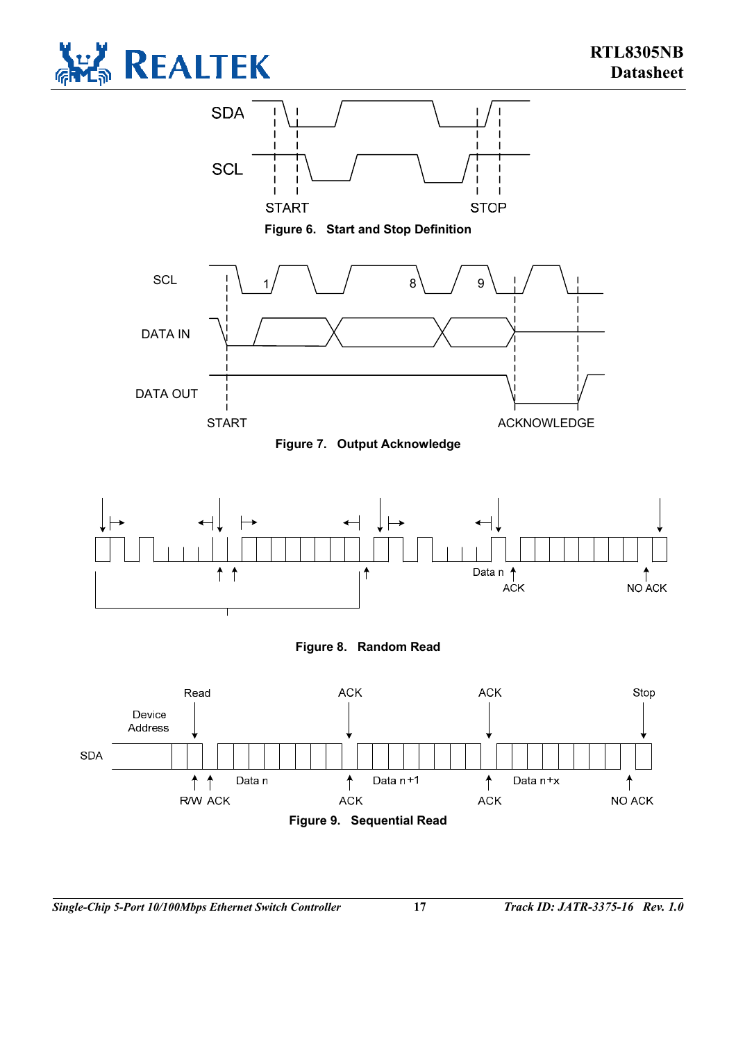SDA

SCL

START

STOP

**Figure 6. Start and Stop Definition**

SCL

1

8

9

DATA IN

DATA OUT

START

ACKNOWLEDGE

**Figure 7. Output Acknowledge**

Data n

ACK

NO ACK

**Figure 8. Random Read**

Read

ACK

ACK

Stop

Device Address

SDA

Data n

Data n+1

Data n+x

R/W ACK

ACK

ACK

NO ACK

**Figure 9. Sequential Read**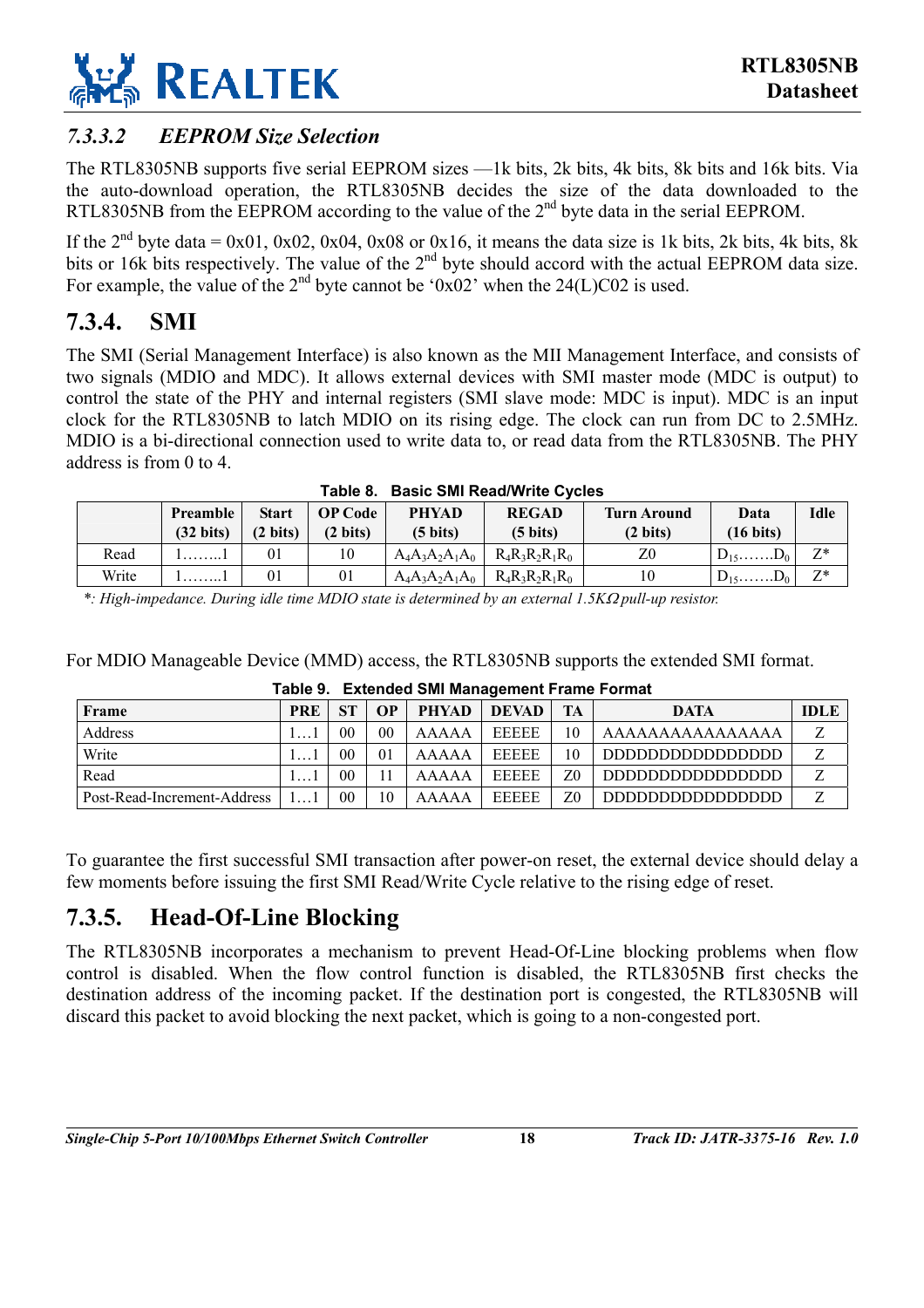### 7.3.3.2 *EEPROM Size Selection*

The RTL8305NB supports five serial EEPROM sizes —1k bits, 2k bits, 4k bits, 8k bits and 16k bits. Via the auto-download operation, the RTL8305NB decides the size of the data downloaded to the RTL8305NB from the EEPROM according to the value of the 2nd byte data in the serial EEPROM.

If the 2nd byte data = 0x01, 0x02, 0x04, 0x08 or 0x16, it means the data size is 1k bits, 2k bits, 4k bits, 8k bits or 16k bits respectively. The value of the 2nd byte should accord with the actual EEPROM data size. For example, the value of the 2nd byte cannot be '0x02' when the 24(L)C02 is used.

## 7.3.4. SMI

The SMI (Serial Management Interface) is also known as the MII Management Interface, and consists of two signals (MDIO and MDC). It allows external devices with SMI master mode (MDC is output) to control the state of the PHY and internal registers (SMI slave mode: MDC is input). MDC is an input clock for the RTL8305NB to latch MDIO on its rising edge. The clock can run from DC to 2.5MHz. MDIO is a bi-directional connection used to write data to, or read data from the RTL8305NB. The PHY address is from 0 to 4.

**Table 8. Basic SMI Read/Write Cycles**

| | Preamble (32 bits) | Start (2 bits) | OP Code (2 bits) | PHYAD (5 bits) | REGAD (5 bits) | Turn Around (2 bits) | Data (16 bits) | Idle |
|---|---|---|---|---|---|---|---|---|
| Read | 1……..1 | 01 | 10 | $A_4A_3A_2A_1A_0$ | $R_4R_3R_2R_1R_0$ | Z0 | $D_{15}$…….$D_0$ | Z* |
| Write | 1……..1 | 01 | 01 | $A_4A_3A_2A_1A_0$ | $R_4R_3R_2R_1R_0$ | 10 | $D_{15}$…….$D_0$ | Z* |

*\*: High-impedance. During idle time MDIO state is determined by an external 1.5KΩ pull-up resistor.*

For MDIO Manageable Device (MMD) access, the RTL8305NB supports the extended SMI format.

**Table 9. Extended SMI Management Frame Format**

| Frame | PRE | ST | OP | PHYAD | DEVAD | TA | DATA | IDLE |
|---|---|---|---|---|---|---|---|---|
| Address | 1…1 | 00 | 00 | AAAAA | EEEEE | 10 | AAAAAAAAAAAAAAAA | Z |
| Write | 1…1 | 00 | 01 | AAAAA | EEEEE | 10 | DDDDDDDDDDDDDDDD | Z |
| Read | 1…1 | 00 | 11 | AAAAA | EEEEE | Z0 | DDDDDDDDDDDDDDDD | Z |
| Post-Read-Increment-Address | 1…1 | 00 | 10 | AAAAA | EEEEE | Z0 | DDDDDDDDDDDDDDDD | Z |

To guarantee the first successful SMI transaction after power-on reset, the external device should delay a few moments before issuing the first SMI Read/Write Cycle relative to the rising edge of reset.

## 7.3.5. Head-Of-Line Blocking

The RTL8305NB incorporates a mechanism to prevent Head-Of-Line blocking problems when flow control is disabled. When the flow control function is disabled, the RTL8305NB first checks the destination address of the incoming packet. If the destination port is congested, the RTL8305NB will discard this packet to avoid blocking the next packet, which is going to a non-congested port.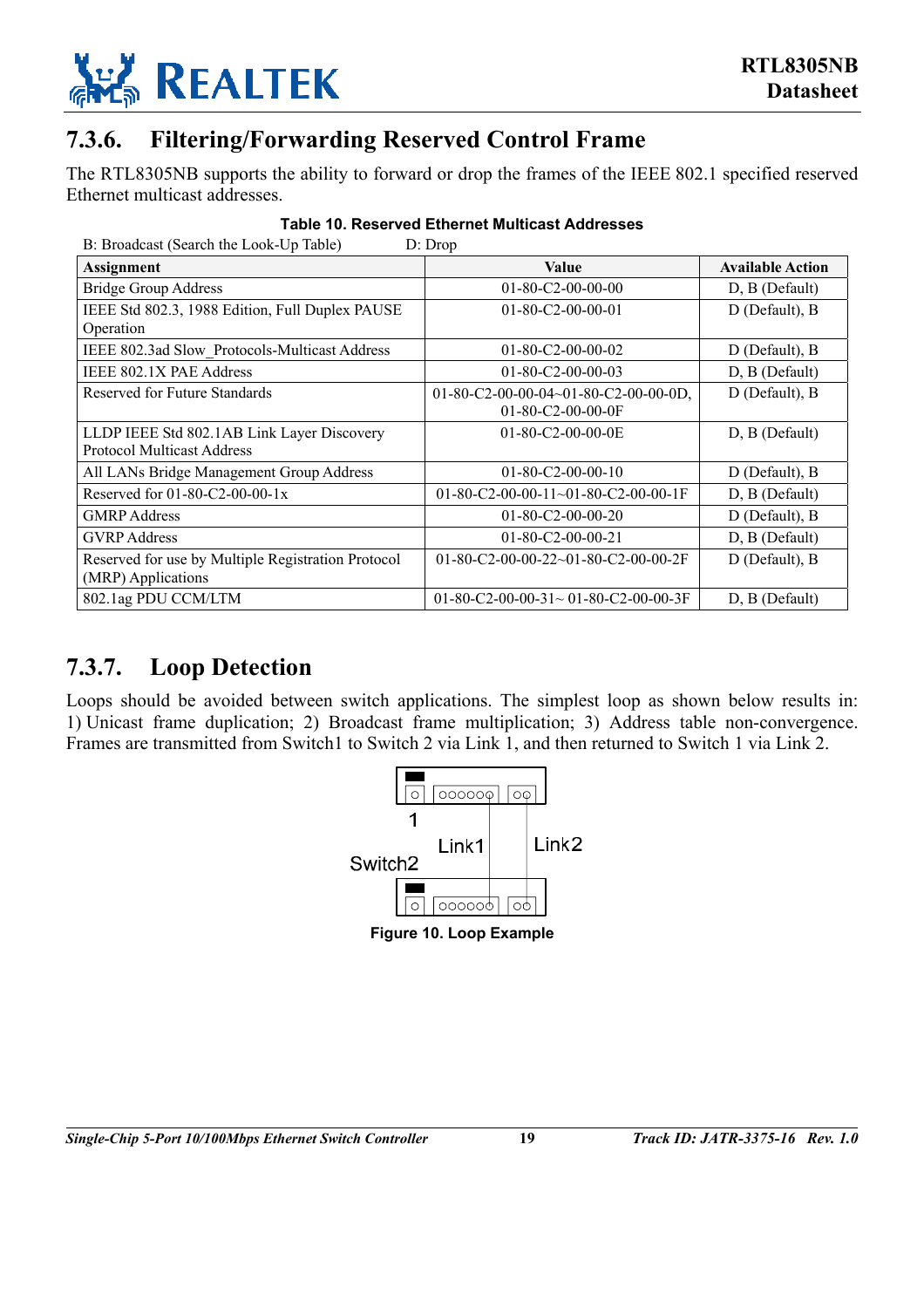### 7.3.6. Filtering/Forwarding Reserved Control Frame

The RTL8305NB supports the ability to forward or drop the frames of the IEEE 802.1 specified reserved Ethernet multicast addresses.

**Table 10. Reserved Ethernet Multicast Addresses**

B: Broadcast (Search the Look-Up Table)  D: Drop

| Assignment | Value | Available Action |
|---|---|---|
| Bridge Group Address | 01-80-C2-00-00-00 | D, B (Default) |
| IEEE Std 802.3, 1988 Edition, Full Duplex PAUSE Operation | 01-80-C2-00-00-01 | D (Default), B |
| IEEE 802.3ad Slow_Protocols-Multicast Address | 01-80-C2-00-00-02 | D (Default), B |
| IEEE 802.1X PAE Address | 01-80-C2-00-00-03 | D, B (Default) |
| Reserved for Future Standards | 01-80-C2-00-00-04~01-80-C2-00-00-0D, 01-80-C2-00-00-0F | D (Default), B |
| LLDP IEEE Std 802.1AB Link Layer Discovery Protocol Multicast Address | 01-80-C2-00-00-0E | D, B (Default) |
| All LANs Bridge Management Group Address | 01-80-C2-00-00-10 | D (Default), B |
| Reserved for 01-80-C2-00-00-1x | 01-80-C2-00-00-11~01-80-C2-00-00-1F | D, B (Default) |
| GMRP Address | 01-80-C2-00-00-20 | D (Default), B |
| GVRP Address | 01-80-C2-00-00-21 | D, B (Default) |
| Reserved for use by Multiple Registration Protocol (MRP) Applications | 01-80-C2-00-00-22~01-80-C2-00-00-2F | D (Default), B |
| 802.1ag PDU CCM/LTM | 01-80-C2-00-00-31~ 01-80-C2-00-00-3F | D, B (Default) |

### 7.3.7. Loop Detection

Loops should be avoided between switch applications. The simplest loop as shown below results in: 1) Unicast frame duplication; 2) Broadcast frame multiplication; 3) Address table non-convergence. Frames are transmitted from Switch1 to Switch 2 via Link 1, and then returned to Switch 1 via Link 2.

1

Link1 Link2

Switch2

**Figure 10. Loop Example**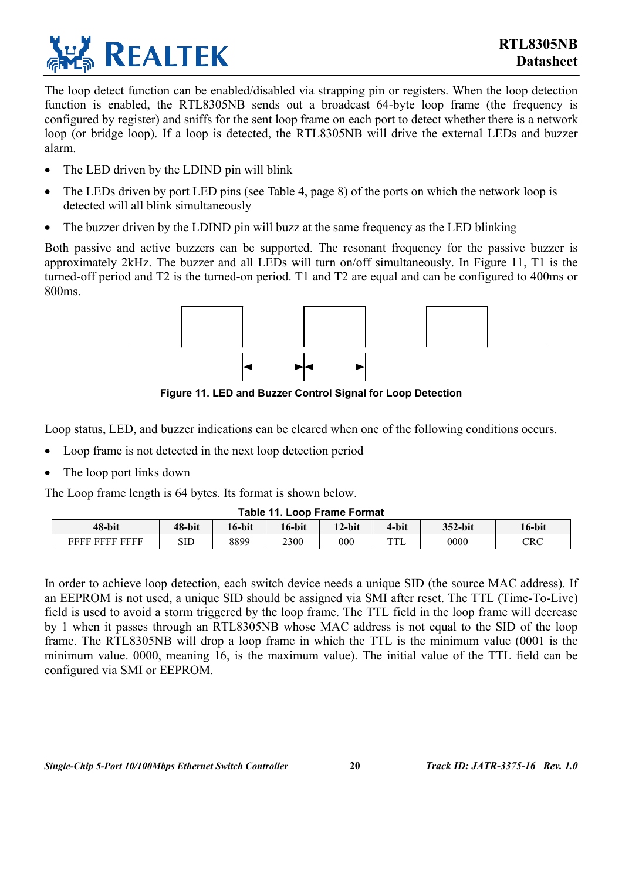The loop detect function can be enabled/disabled via strapping pin or registers. When the loop detection function is enabled, the RTL8305NB sends out a broadcast 64-byte loop frame (the frequency is configured by register) and sniffs for the sent loop frame on each port to detect whether there is a network loop (or bridge loop). If a loop is detected, the RTL8305NB will drive the external LEDs and buzzer alarm.

- The LED driven by the LDIND pin will blink
- The LEDs driven by port LED pins (see Table 4, page 8) of the ports on which the network loop is detected will all blink simultaneously
- The buzzer driven by the LDIND pin will buzz at the same frequency as the LED blinking

Both passive and active buzzers can be supported. The resonant frequency for the passive buzzer is approximately 2kHz. The buzzer and all LEDs will turn on/off simultaneously. In Figure 11, T1 is the turned-off period and T2 is the turned-on period. T1 and T2 are equal and can be configured to 400ms or 800ms.

**Figure 11. LED and Buzzer Control Signal for Loop Detection**

Loop status, LED, and buzzer indications can be cleared when one of the following conditions occurs.

- Loop frame is not detected in the next loop detection period
- The loop port links down

The Loop frame length is 64 bytes. Its format is shown below.

**Table 11. Loop Frame Format**

| 48-bit | 48-bit | 16-bit | 16-bit | 12-bit | 4-bit | 352-bit | 16-bit |
|---|---|---|---|---|---|---|---|
| FFFF FFFF FFFF | SID | 8899 | 2300 | 000 | TTL | 0000 | CRC |

In order to achieve loop detection, each switch device needs a unique SID (the source MAC address). If an EEPROM is not used, a unique SID should be assigned via SMI after reset. The TTL (Time-To-Live) field is used to avoid a storm triggered by the loop frame. The TTL field in the loop frame will decrease by 1 when it passes through an RTL8305NB whose MAC address is not equal to the SID of the loop frame. The RTL8305NB will drop a loop frame in which the TTL is the minimum value (0001 is the minimum value. 0000, meaning 16, is the maximum value). The initial value of the TTL field can be configured via SMI or EEPROM.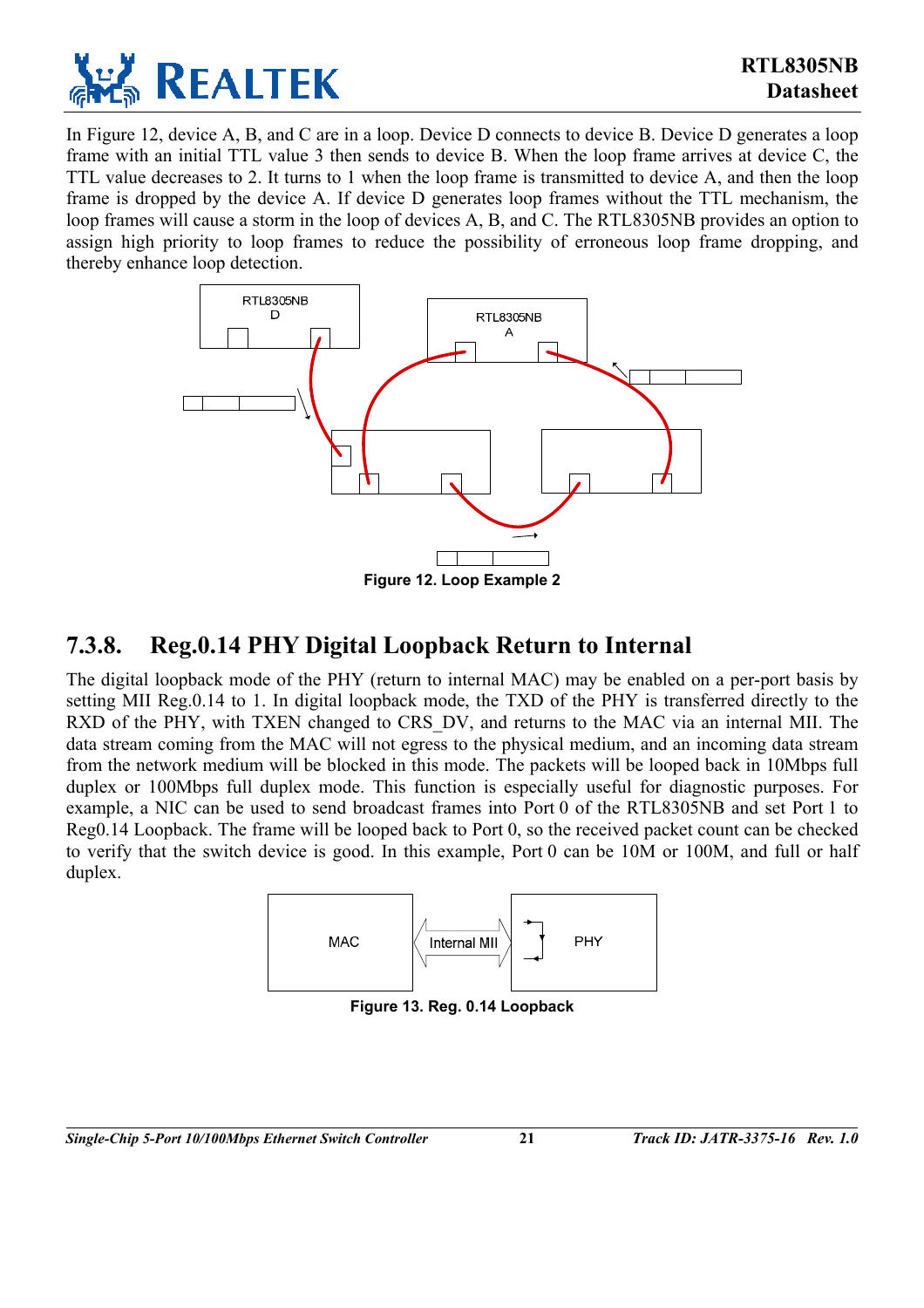In Figure 12, device A, B, and C are in a loop. Device D connects to device B. Device D generates a loop frame with an initial TTL value 3 then sends to device B. When the loop frame arrives at device C, the TTL value decreases to 2. It turns to 1 when the loop frame is transmitted to device A, and then the loop frame is dropped by the device A. If device D generates loop frames without the TTL mechanism, the loop frames will cause a storm in the loop of devices A, B, and C. The RTL8305NB provides an option to assign high priority to loop frames to reduce the possibility of erroneous loop frame dropping, and thereby enhance loop detection.

**Figure 12. Loop Example 2**

### 7.3.8. Reg.0.14 PHY Digital Loopback Return to Internal

The digital loopback mode of the PHY (return to internal MAC) may be enabled on a per-port basis by setting MII Reg.0.14 to 1. In digital loopback mode, the TXD of the PHY is transferred directly to the RXD of the PHY, with TXEN changed to CRS_DV, and returns to the MAC via an internal MII. The data stream coming from the MAC will not egress to the physical medium, and an incoming data stream from the network medium will be blocked in this mode. The packets will be looped back in 10Mbps full duplex or 100Mbps full duplex mode. This function is especially useful for diagnostic purposes. For example, a NIC can be used to send broadcast frames into Port 0 of the RTL8305NB and set Port 1 to Reg0.14 Loopback. The frame will be looped back to Port 0, so the received packet count can be checked to verify that the switch device is good. In this example, Port 0 can be 10M or 100M, and full or half duplex.

**Figure 13. Reg. 0.14 Loopback**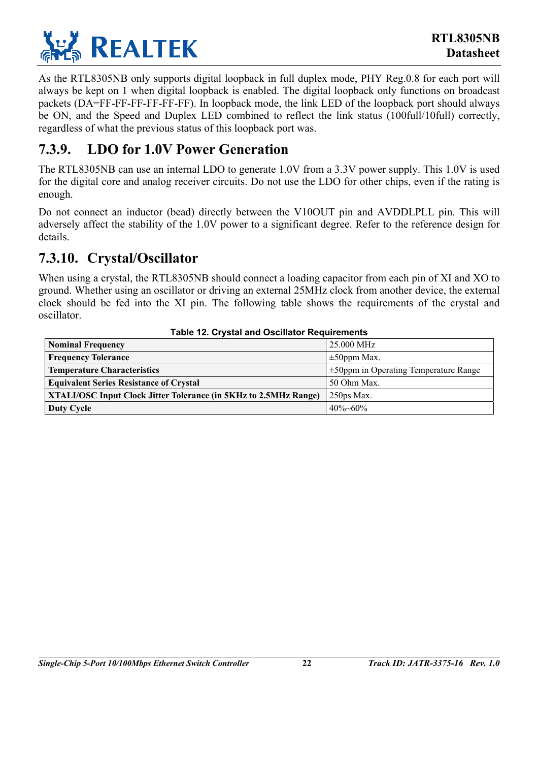As the RTL8305NB only supports digital loopback in full duplex mode, PHY Reg.0.8 for each port will always be kept on 1 when digital loopback is enabled. The digital loopback only functions on broadcast packets (DA=FF-FF-FF-FF-FF-FF). In loopback mode, the link LED of the loopback port should always be ON, and the Speed and Duplex LED combined to reflect the link status (100full/10full) correctly, regardless of what the previous status of this loopback port was.

## 7.3.9. LDO for 1.0V Power Generation

The RTL8305NB can use an internal LDO to generate 1.0V from a 3.3V power supply. This 1.0V is used for the digital core and analog receiver circuits. Do not use the LDO for other chips, even if the rating is enough.

Do not connect an inductor (bead) directly between the V10OUT pin and AVDDLPLL pin. This will adversely affect the stability of the 1.0V power to a significant degree. Refer to the reference design for details.

## 7.3.10. Crystal/Oscillator

When using a crystal, the RTL8305NB should connect a loading capacitor from each pin of XI and XO to ground. Whether using an oscillator or driving an external 25MHz clock from another device, the external clock should be fed into the XI pin. The following table shows the requirements of the crystal and oscillator.

**Table 12. Crystal and Oscillator Requirements**

| Parameter | Value |
|---|---|
| **Nominal Frequency** | 25.000 MHz |
| **Frequency Tolerance** | ±50ppm Max. |
| **Temperature Characteristics** | ±50ppm in Operating Temperature Range |
| **Equivalent Series Resistance of Crystal** | 50 Ohm Max. |
| **XTALI/OSC Input Clock Jitter Tolerance (in 5KHz to 2.5MHz Range)** | 250ps Max. |
| **Duty Cycle** | 40%~60% |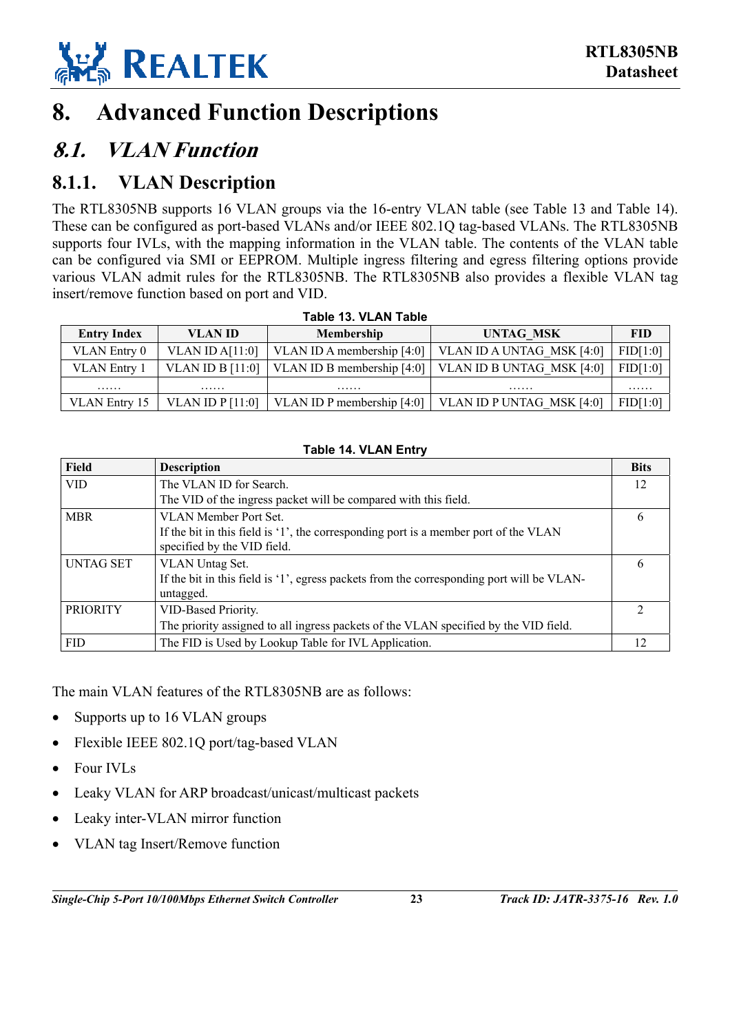# 8. Advanced Function Descriptions

## *8.1. VLAN Function*

### 8.1.1. VLAN Description

The RTL8305NB supports 16 VLAN groups via the 16-entry VLAN table (see Table 13 and Table 14). These can be configured as port-based VLANs and/or IEEE 802.1Q tag-based VLANs. The RTL8305NB supports four IVLs, with the mapping information in the VLAN table. The contents of the VLAN table can be configured via SMI or EEPROM. Multiple ingress filtering and egress filtering options provide various VLAN admit rules for the RTL8305NB. The RTL8305NB also provides a flexible VLAN tag insert/remove function based on port and VID.

**Table 13. VLAN Table**

| Entry Index | VLAN ID | Membership | UNTAG_MSK | FID |
|---|---|---|---|---|
| VLAN Entry 0 | VLAN ID A[11:0] | VLAN ID A membership [4:0] | VLAN ID A UNTAG_MSK [4:0] | FID[1:0] |
| VLAN Entry 1 | VLAN ID B [11:0] | VLAN ID B membership [4:0] | VLAN ID B UNTAG_MSK [4:0] | FID[1:0] |
| …… | …… | …… | …… | …… |
| VLAN Entry 15 | VLAN ID P [11:0] | VLAN ID P membership [4:0] | VLAN ID P UNTAG_MSK [4:0] | FID[1:0] |

**Table 14. VLAN Entry**

| Field | Description | Bits |
|---|---|---|
| VID | The VLAN ID for Search.<br>The VID of the ingress packet will be compared with this field. | 12 |
| MBR | VLAN Member Port Set.<br>If the bit in this field is '1', the corresponding port is a member port of the VLAN specified by the VID field. | 6 |
| UNTAG SET | VLAN Untag Set.<br>If the bit in this field is '1', egress packets from the corresponding port will be VLAN-untagged. | 6 |
| PRIORITY | VID-Based Priority.<br>The priority assigned to all ingress packets of the VLAN specified by the VID field. | 2 |
| FID | The FID is Used by Lookup Table for IVL Application. | 12 |

The main VLAN features of the RTL8305NB are as follows:

- Supports up to 16 VLAN groups
- Flexible IEEE 802.1Q port/tag-based VLAN
- Four IVLs
- Leaky VLAN for ARP broadcast/unicast/multicast packets
- Leaky inter-VLAN mirror function
- VLAN tag Insert/Remove function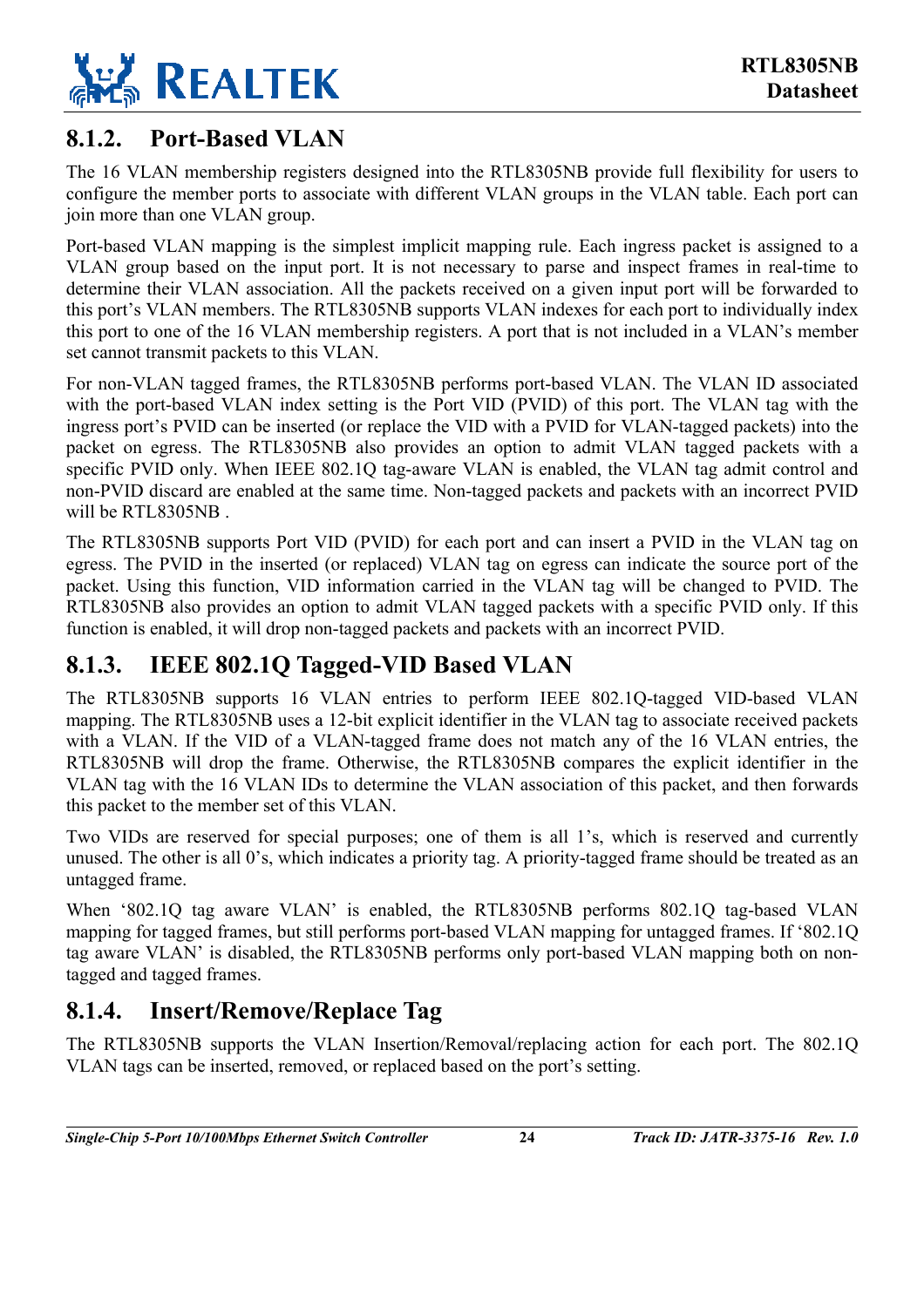### 8.1.2. Port-Based VLAN

The 16 VLAN membership registers designed into the RTL8305NB provide full flexibility for users to configure the member ports to associate with different VLAN groups in the VLAN table. Each port can join more than one VLAN group.

Port-based VLAN mapping is the simplest implicit mapping rule. Each ingress packet is assigned to a VLAN group based on the input port. It is not necessary to parse and inspect frames in real-time to determine their VLAN association. All the packets received on a given input port will be forwarded to this port's VLAN members. The RTL8305NB supports VLAN indexes for each port to individually index this port to one of the 16 VLAN membership registers. A port that is not included in a VLAN's member set cannot transmit packets to this VLAN.

For non-VLAN tagged frames, the RTL8305NB performs port-based VLAN. The VLAN ID associated with the port-based VLAN index setting is the Port VID (PVID) of this port. The VLAN tag with the ingress port's PVID can be inserted (or replace the VID with a PVID for VLAN-tagged packets) into the packet on egress. The RTL8305NB also provides an option to admit VLAN tagged packets with a specific PVID only. When IEEE 802.1Q tag-aware VLAN is enabled, the VLAN tag admit control and non-PVID discard are enabled at the same time. Non-tagged packets and packets with an incorrect PVID will be RTL8305NB .

The RTL8305NB supports Port VID (PVID) for each port and can insert a PVID in the VLAN tag on egress. The PVID in the inserted (or replaced) VLAN tag on egress can indicate the source port of the packet. Using this function, VID information carried in the VLAN tag will be changed to PVID. The RTL8305NB also provides an option to admit VLAN tagged packets with a specific PVID only. If this function is enabled, it will drop non-tagged packets and packets with an incorrect PVID.

### 8.1.3. IEEE 802.1Q Tagged-VID Based VLAN

The RTL8305NB supports 16 VLAN entries to perform IEEE 802.1Q-tagged VID-based VLAN mapping. The RTL8305NB uses a 12-bit explicit identifier in the VLAN tag to associate received packets with a VLAN. If the VID of a VLAN-tagged frame does not match any of the 16 VLAN entries, the RTL8305NB will drop the frame. Otherwise, the RTL8305NB compares the explicit identifier in the VLAN tag with the 16 VLAN IDs to determine the VLAN association of this packet, and then forwards this packet to the member set of this VLAN.

Two VIDs are reserved for special purposes; one of them is all 1's, which is reserved and currently unused. The other is all 0's, which indicates a priority tag. A priority-tagged frame should be treated as an untagged frame.

When '802.1Q tag aware VLAN' is enabled, the RTL8305NB performs 802.1Q tag-based VLAN mapping for tagged frames, but still performs port-based VLAN mapping for untagged frames. If '802.1Q tag aware VLAN' is disabled, the RTL8305NB performs only port-based VLAN mapping both on non-tagged and tagged frames.

### 8.1.4. Insert/Remove/Replace Tag

The RTL8305NB supports the VLAN Insertion/Removal/replacing action for each port. The 802.1Q VLAN tags can be inserted, removed, or replaced based on the port's setting.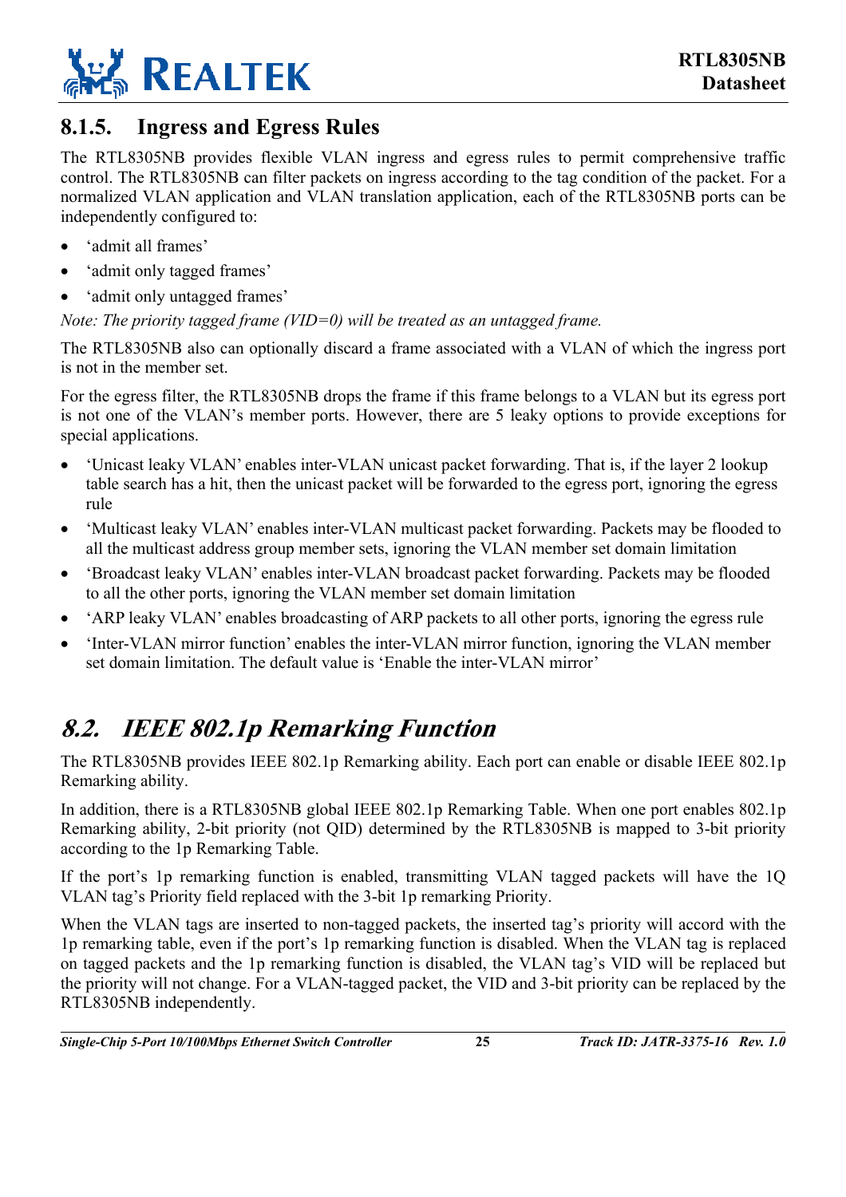### 8.1.5. Ingress and Egress Rules

The RTL8305NB provides flexible VLAN ingress and egress rules to permit comprehensive traffic control. The RTL8305NB can filter packets on ingress according to the tag condition of the packet. For a normalized VLAN application and VLAN translation application, each of the RTL8305NB ports can be independently configured to:

- 'admit all frames'
- 'admit only tagged frames'
- 'admit only untagged frames'

*Note: The priority tagged frame (VID=0) will be treated as an untagged frame.*

The RTL8305NB also can optionally discard a frame associated with a VLAN of which the ingress port is not in the member set.

For the egress filter, the RTL8305NB drops the frame if this frame belongs to a VLAN but its egress port is not one of the VLAN's member ports. However, there are 5 leaky options to provide exceptions for special applications.

- 'Unicast leaky VLAN' enables inter-VLAN unicast packet forwarding. That is, if the layer 2 lookup table search has a hit, then the unicast packet will be forwarded to the egress port, ignoring the egress rule
- 'Multicast leaky VLAN' enables inter-VLAN multicast packet forwarding. Packets may be flooded to all the multicast address group member sets, ignoring the VLAN member set domain limitation
- 'Broadcast leaky VLAN' enables inter-VLAN broadcast packet forwarding. Packets may be flooded to all the other ports, ignoring the VLAN member set domain limitation
- 'ARP leaky VLAN' enables broadcasting of ARP packets to all other ports, ignoring the egress rule
- 'Inter-VLAN mirror function' enables the inter-VLAN mirror function, ignoring the VLAN member set domain limitation. The default value is 'Enable the inter-VLAN mirror'

## *8.2. IEEE 802.1p Remarking Function*

The RTL8305NB provides IEEE 802.1p Remarking ability. Each port can enable or disable IEEE 802.1p Remarking ability.

In addition, there is a RTL8305NB global IEEE 802.1p Remarking Table. When one port enables 802.1p Remarking ability, 2-bit priority (not QID) determined by the RTL8305NB is mapped to 3-bit priority according to the 1p Remarking Table.

If the port's 1p remarking function is enabled, transmitting VLAN tagged packets will have the 1Q VLAN tag's Priority field replaced with the 3-bit 1p remarking Priority.

When the VLAN tags are inserted to non-tagged packets, the inserted tag's priority will accord with the 1p remarking table, even if the port's 1p remarking function is disabled. When the VLAN tag is replaced on tagged packets and the 1p remarking function is disabled, the VLAN tag's VID will be replaced but the priority will not change. For a VLAN-tagged packet, the VID and 3-bit priority can be replaced by the RTL8305NB independently.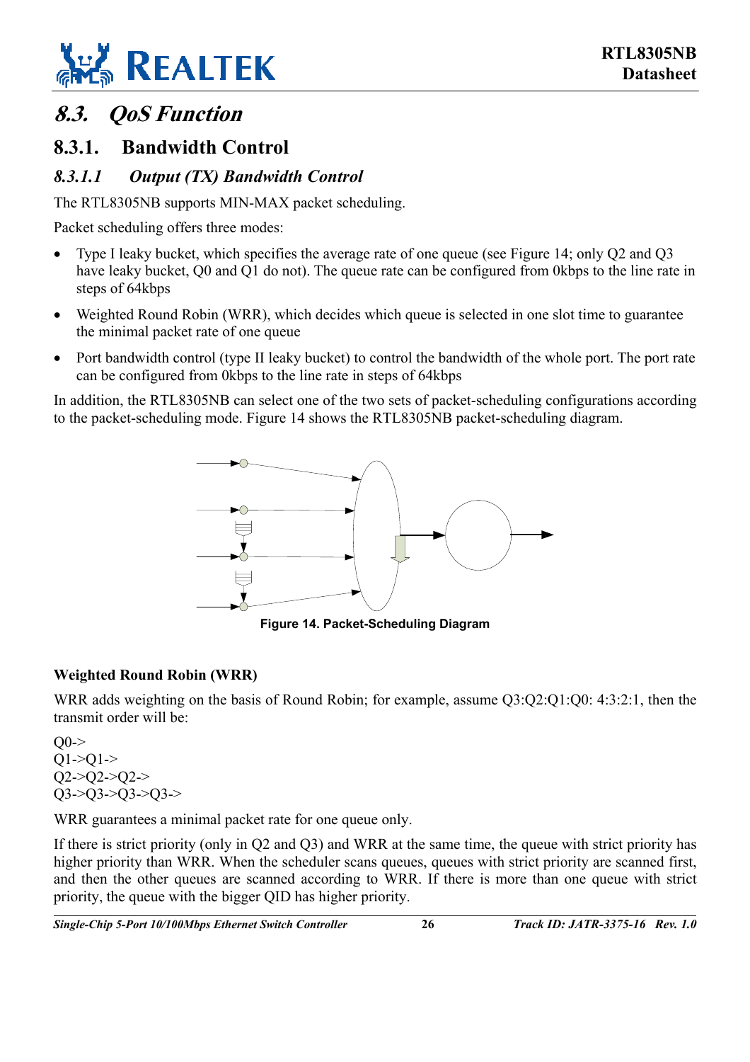## 8.3. QoS Function

### 8.3.1. Bandwidth Control

#### 8.3.1.1 Output (TX) Bandwidth Control

The RTL8305NB supports MIN-MAX packet scheduling.

Packet scheduling offers three modes:

- Type I leaky bucket, which specifies the average rate of one queue (see Figure 14; only Q2 and Q3 have leaky bucket, Q0 and Q1 do not). The queue rate can be configured from 0kbps to the line rate in steps of 64kbps
- Weighted Round Robin (WRR), which decides which queue is selected in one slot time to guarantee the minimal packet rate of one queue
- Port bandwidth control (type II leaky bucket) to control the bandwidth of the whole port. The port rate can be configured from 0kbps to the line rate in steps of 64kbps

In addition, the RTL8305NB can select one of the two sets of packet-scheduling configurations according to the packet-scheduling mode. Figure 14 shows the RTL8305NB packet-scheduling diagram.

**Figure 14. Packet-Scheduling Diagram**

**Weighted Round Robin (WRR)**

WRR adds weighting on the basis of Round Robin; for example, assume Q3:Q2:Q1:Q0: 4:3:2:1, then the transmit order will be:

Q0->
Q1->Q1->
Q2->Q2->Q2->
Q3->Q3->Q3->Q3->

WRR guarantees a minimal packet rate for one queue only.

If there is strict priority (only in Q2 and Q3) and WRR at the same time, the queue with strict priority has higher priority than WRR. When the scheduler scans queues, queues with strict priority are scanned first, and then the other queues are scanned according to WRR. If there is more than one queue with strict priority, the queue with the bigger QID has higher priority.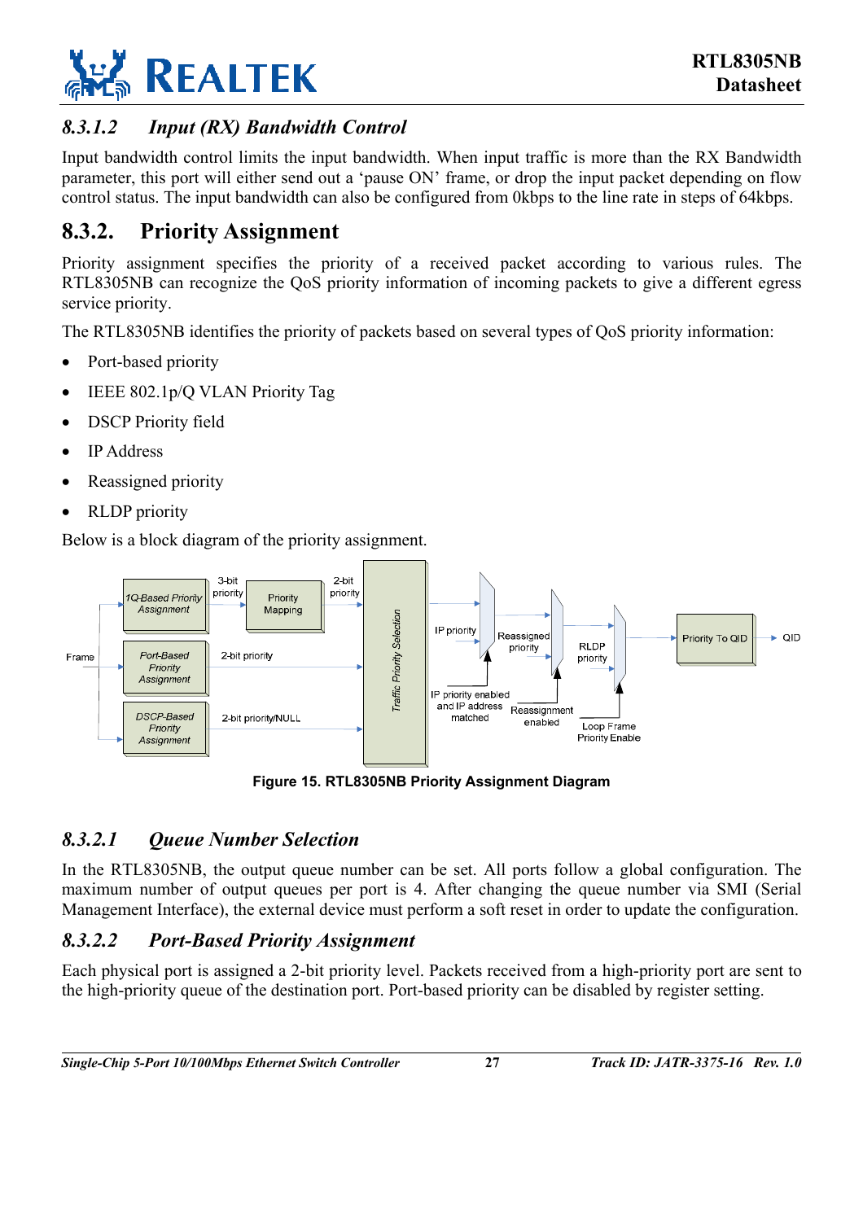### 8.3.1.2 *Input (RX) Bandwidth Control*

Input bandwidth control limits the input bandwidth. When input traffic is more than the RX Bandwidth parameter, this port will either send out a 'pause ON' frame, or drop the input packet depending on flow control status. The input bandwidth can also be configured from 0kbps to the line rate in steps of 64kbps.

## 8.3.2. Priority Assignment

Priority assignment specifies the priority of a received packet according to various rules. The RTL8305NB can recognize the QoS priority information of incoming packets to give a different egress service priority.

The RTL8305NB identifies the priority of packets based on several types of QoS priority information:

- Port-based priority
- IEEE 802.1p/Q VLAN Priority Tag
- DSCP Priority field
- IP Address
- Reassigned priority
- RLDP priority

Below is a block diagram of the priority assignment.

**Figure 15. RTL8305NB Priority Assignment Diagram**

### 8.3.2.1 *Queue Number Selection*

In the RTL8305NB, the output queue number can be set. All ports follow a global configuration. The maximum number of output queues per port is 4. After changing the queue number via SMI (Serial Management Interface), the external device must perform a soft reset in order to update the configuration.

### 8.3.2.2 *Port-Based Priority Assignment*

Each physical port is assigned a 2-bit priority level. Packets received from a high-priority port are sent to the high-priority queue of the destination port. Port-based priority can be disabled by register setting.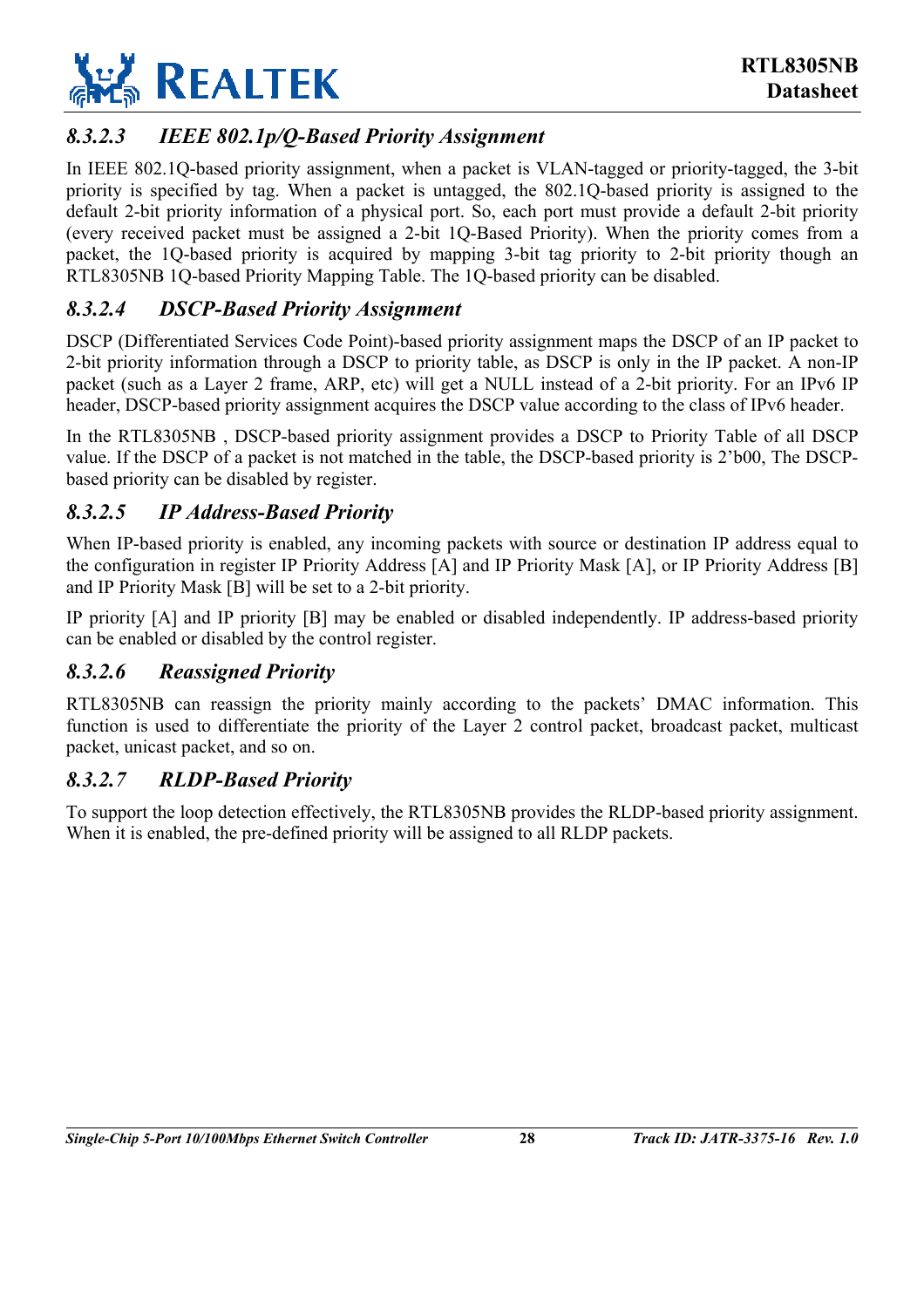#### *8.3.2.3 IEEE 802.1p/Q-Based Priority Assignment*

In IEEE 802.1Q-based priority assignment, when a packet is VLAN-tagged or priority-tagged, the 3-bit priority is specified by tag. When a packet is untagged, the 802.1Q-based priority is assigned to the default 2-bit priority information of a physical port. So, each port must provide a default 2-bit priority (every received packet must be assigned a 2-bit 1Q-Based Priority). When the priority comes from a packet, the 1Q-based priority is acquired by mapping 3-bit tag priority to 2-bit priority though an RTL8305NB 1Q-based Priority Mapping Table. The 1Q-based priority can be disabled.

#### *8.3.2.4 DSCP-Based Priority Assignment*

DSCP (Differentiated Services Code Point)-based priority assignment maps the DSCP of an IP packet to 2-bit priority information through a DSCP to priority table, as DSCP is only in the IP packet. A non-IP packet (such as a Layer 2 frame, ARP, etc) will get a NULL instead of a 2-bit priority. For an IPv6 IP header, DSCP-based priority assignment acquires the DSCP value according to the class of IPv6 header.

In the RTL8305NB , DSCP-based priority assignment provides a DSCP to Priority Table of all DSCP value. If the DSCP of a packet is not matched in the table, the DSCP-based priority is 2'b00, The DSCP-based priority can be disabled by register.

#### *8.3.2.5 IP Address-Based Priority*

When IP-based priority is enabled, any incoming packets with source or destination IP address equal to the configuration in register IP Priority Address [A] and IP Priority Mask [A], or IP Priority Address [B] and IP Priority Mask [B] will be set to a 2-bit priority.

IP priority [A] and IP priority [B] may be enabled or disabled independently. IP address-based priority can be enabled or disabled by the control register.

#### *8.3.2.6 Reassigned Priority*

RTL8305NB can reassign the priority mainly according to the packets' DMAC information. This function is used to differentiate the priority of the Layer 2 control packet, broadcast packet, multicast packet, unicast packet, and so on.

#### *8.3.2.7 RLDP-Based Priority*

To support the loop detection effectively, the RTL8305NB provides the RLDP-based priority assignment. When it is enabled, the pre-defined priority will be assigned to all RLDP packets.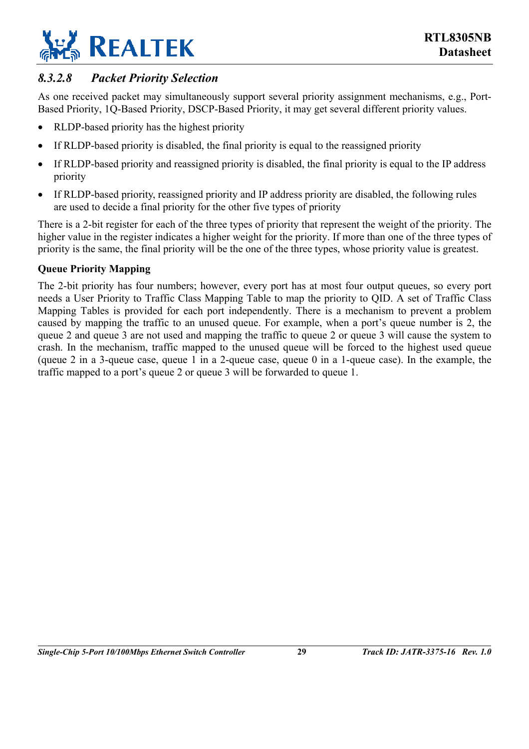#### *8.3.2.8 Packet Priority Selection*

As one received packet may simultaneously support several priority assignment mechanisms, e.g., Port-Based Priority, 1Q-Based Priority, DSCP-Based Priority, it may get several different priority values.

- RLDP-based priority has the highest priority
- If RLDP-based priority is disabled, the final priority is equal to the reassigned priority
- If RLDP-based priority and reassigned priority is disabled, the final priority is equal to the IP address priority
- If RLDP-based priority, reassigned priority and IP address priority are disabled, the following rules are used to decide a final priority for the other five types of priority

There is a 2-bit register for each of the three types of priority that represent the weight of the priority. The higher value in the register indicates a higher weight for the priority. If more than one of the three types of priority is the same, the final priority will be the one of the three types, whose priority value is greatest.

**Queue Priority Mapping**

The 2-bit priority has four numbers; however, every port has at most four output queues, so every port needs a User Priority to Traffic Class Mapping Table to map the priority to QID. A set of Traffic Class Mapping Tables is provided for each port independently. There is a mechanism to prevent a problem caused by mapping the traffic to an unused queue. For example, when a port's queue number is 2, the queue 2 and queue 3 are not used and mapping the traffic to queue 2 or queue 3 will cause the system to crash. In the mechanism, traffic mapped to the unused queue will be forced to the highest used queue (queue 2 in a 3-queue case, queue 1 in a 2-queue case, queue 0 in a 1-queue case). In the example, the traffic mapped to a port's queue 2 or queue 3 will be forwarded to queue 1.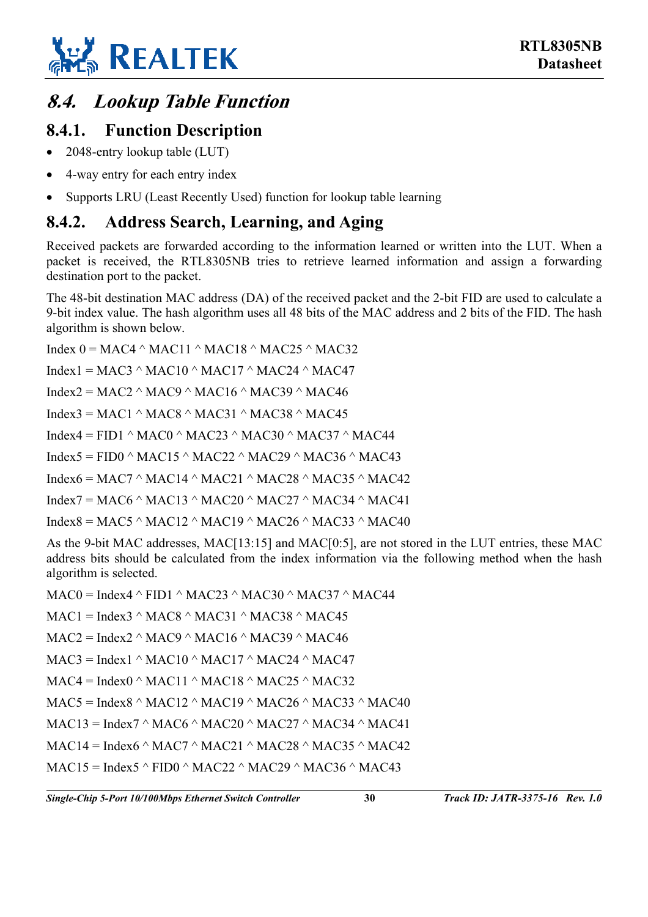## 8.4. *Lookup Table Function*

### 8.4.1. Function Description

- 2048-entry lookup table (LUT)
- 4-way entry for each entry index
- Supports LRU (Least Recently Used) function for lookup table learning

### 8.4.2. Address Search, Learning, and Aging

Received packets are forwarded according to the information learned or written into the LUT. When a packet is received, the RTL8305NB tries to retrieve learned information and assign a forwarding destination port to the packet.

The 48-bit destination MAC address (DA) of the received packet and the 2-bit FID are used to calculate a 9-bit index value. The hash algorithm uses all 48 bits of the MAC address and 2 bits of the FID. The hash algorithm is shown below.

Index 0 = MAC4 ^ MAC11 ^ MAC18 ^ MAC25 ^ MAC32

Index1 = MAC3 ^ MAC10 ^ MAC17 ^ MAC24 ^ MAC47

Index2 = MAC2 ^ MAC9 ^ MAC16 ^ MAC39 ^ MAC46

Index3 = MAC1 ^ MAC8 ^ MAC31 ^ MAC38 ^ MAC45

Index4 = FID1 ^ MAC0 ^ MAC23 ^ MAC30 ^ MAC37 ^ MAC44

Index5 = FID0 ^ MAC15 ^ MAC22 ^ MAC29 ^ MAC36 ^ MAC43

Index6 = MAC7 ^ MAC14 ^ MAC21 ^ MAC28 ^ MAC35 ^ MAC42

Index7 = MAC6 ^ MAC13 ^ MAC20 ^ MAC27 ^ MAC34 ^ MAC41

Index8 = MAC5 ^ MAC12 ^ MAC19 ^ MAC26 ^ MAC33 ^ MAC40

As the 9-bit MAC addresses, MAC[13:15] and MAC[0:5], are not stored in the LUT entries, these MAC address bits should be calculated from the index information via the following method when the hash algorithm is selected.

MAC0 = Index4 ^ FID1 ^ MAC23 ^ MAC30 ^ MAC37 ^ MAC44

MAC1 = Index3 ^ MAC8 ^ MAC31 ^ MAC38 ^ MAC45

MAC2 = Index2 ^ MAC9 ^ MAC16 ^ MAC39 ^ MAC46

MAC3 = Index1 ^ MAC10 ^ MAC17 ^ MAC24 ^ MAC47

MAC4 = Index0 ^ MAC11 ^ MAC18 ^ MAC25 ^ MAC32

MAC5 = Index8 ^ MAC12 ^ MAC19 ^ MAC26 ^ MAC33 ^ MAC40

MAC13 = Index7 ^ MAC6 ^ MAC20 ^ MAC27 ^ MAC34 ^ MAC41

MAC14 = Index6 ^ MAC7 ^ MAC21 ^ MAC28 ^ MAC35 ^ MAC42

MAC15 = Index5 ^ FID0 ^ MAC22 ^ MAC29 ^ MAC36 ^ MAC43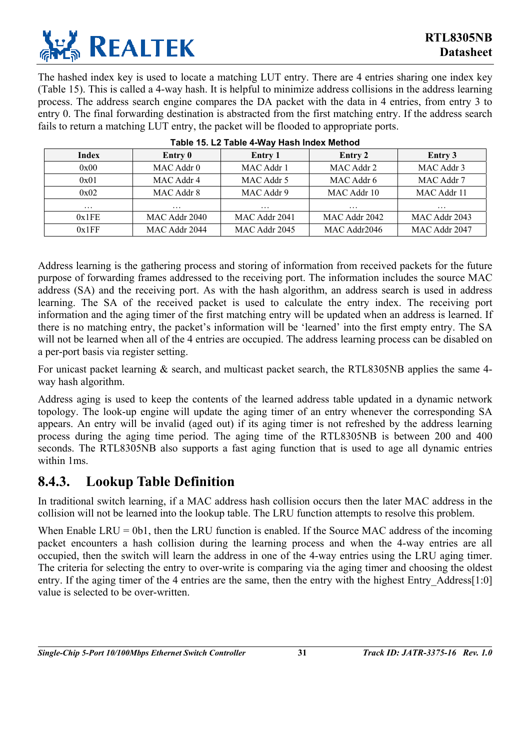The hashed index key is used to locate a matching LUT entry. There are 4 entries sharing one index key (Table 15). This is called a 4-way hash. It is helpful to minimize address collisions in the address learning process. The address search engine compares the DA packet with the data in 4 entries, from entry 3 to entry 0. The final forwarding destination is abstracted from the first matching entry. If the address search fails to return a matching LUT entry, the packet will be flooded to appropriate ports.

**Table 15. L2 Table 4-Way Hash Index Method**

| Index | Entry 0 | Entry 1 | Entry 2 | Entry 3 |
|---|---|---|---|---|
| 0x00 | MAC Addr 0 | MAC Addr 1 | MAC Addr 2 | MAC Addr 3 |
| 0x01 | MAC Addr 4 | MAC Addr 5 | MAC Addr 6 | MAC Addr 7 |
| 0x02 | MAC Addr 8 | MAC Addr 9 | MAC Addr 10 | MAC Addr 11 |
| … | … | … | … | … |
| 0x1FE | MAC Addr 2040 | MAC Addr 2041 | MAC Addr 2042 | MAC Addr 2043 |
| 0x1FF | MAC Addr 2044 | MAC Addr 2045 | MAC Addr2046 | MAC Addr 2047 |

Address learning is the gathering process and storing of information from received packets for the future purpose of forwarding frames addressed to the receiving port. The information includes the source MAC address (SA) and the receiving port. As with the hash algorithm, an address search is used in address learning. The SA of the received packet is used to calculate the entry index. The receiving port information and the aging timer of the first matching entry will be updated when an address is learned. If there is no matching entry, the packet's information will be 'learned' into the first empty entry. The SA will not be learned when all of the 4 entries are occupied. The address learning process can be disabled on a per-port basis via register setting.

For unicast packet learning & search, and multicast packet search, the RTL8305NB applies the same 4-way hash algorithm.

Address aging is used to keep the contents of the learned address table updated in a dynamic network topology. The look-up engine will update the aging timer of an entry whenever the corresponding SA appears. An entry will be invalid (aged out) if its aging timer is not refreshed by the address learning process during the aging time period. The aging time of the RTL8305NB is between 200 and 400 seconds. The RTL8305NB also supports a fast aging function that is used to age all dynamic entries within 1ms.

## 8.4.3. Lookup Table Definition

In traditional switch learning, if a MAC address hash collision occurs then the later MAC address in the collision will not be learned into the lookup table. The LRU function attempts to resolve this problem.

When Enable LRU = 0b1, then the LRU function is enabled. If the Source MAC address of the incoming packet encounters a hash collision during the learning process and when the 4-way entries are all occupied, then the switch will learn the address in one of the 4-way entries using the LRU aging timer. The criteria for selecting the entry to over-write is comparing via the aging timer and choosing the oldest entry. If the aging timer of the 4 entries are the same, then the entry with the highest Entry_Address[1:0] value is selected to be over-written.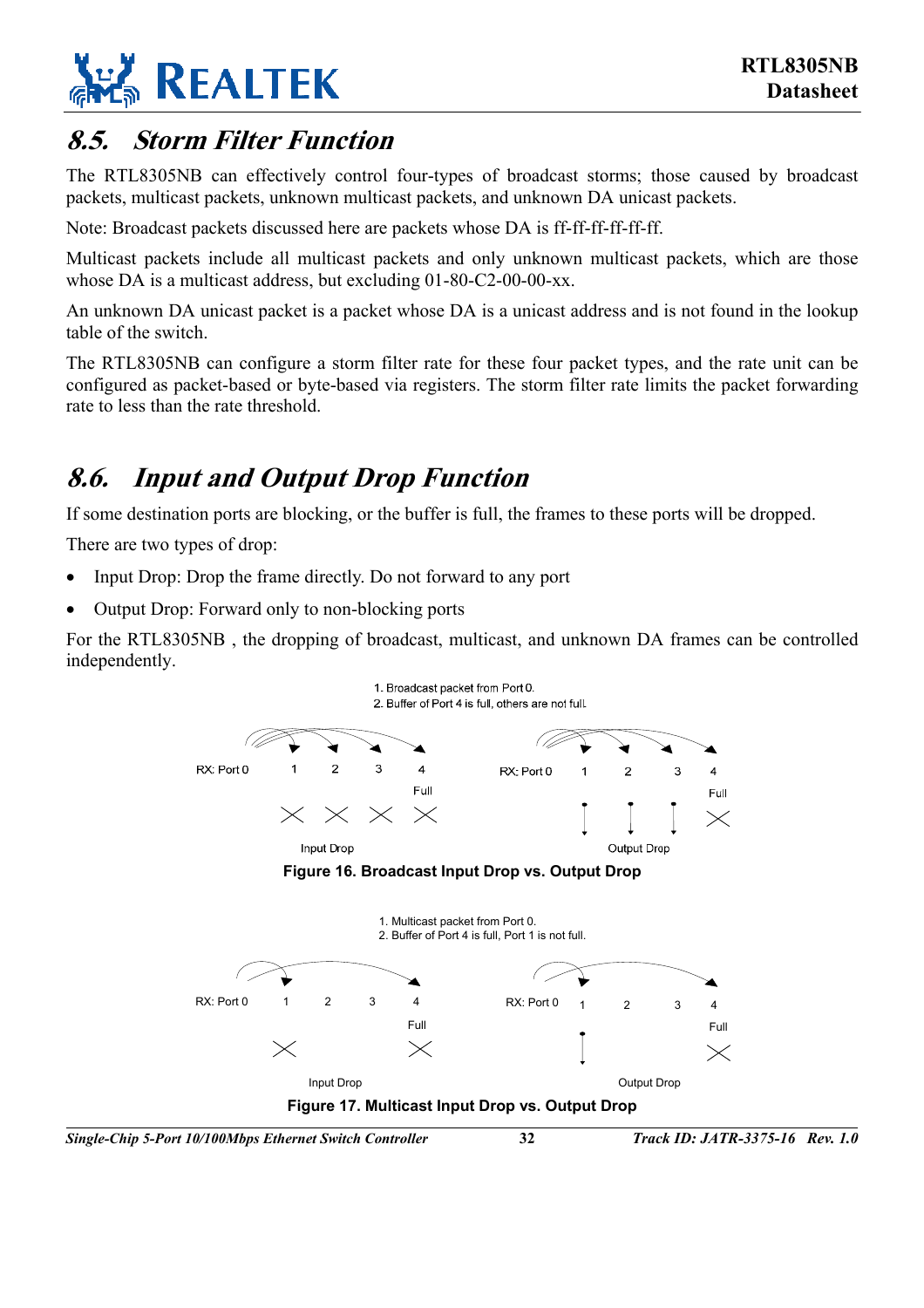## 8.5. Storm Filter Function

The RTL8305NB can effectively control four-types of broadcast storms; those caused by broadcast packets, multicast packets, unknown multicast packets, and unknown DA unicast packets.

Note: Broadcast packets discussed here are packets whose DA is ff-ff-ff-ff-ff-ff.

Multicast packets include all multicast packets and only unknown multicast packets, which are those whose DA is a multicast address, but excluding 01-80-C2-00-00-xx.

An unknown DA unicast packet is a packet whose DA is a unicast address and is not found in the lookup table of the switch.

The RTL8305NB can configure a storm filter rate for these four packet types, and the rate unit can be configured as packet-based or byte-based via registers. The storm filter rate limits the packet forwarding rate to less than the rate threshold.

## 8.6. Input and Output Drop Function

If some destination ports are blocking, or the buffer is full, the frames to these ports will be dropped.

There are two types of drop:

- Input Drop: Drop the frame directly. Do not forward to any port
- Output Drop: Forward only to non-blocking ports

For the RTL8305NB , the dropping of broadcast, multicast, and unknown DA frames can be controlled independently.

1. Broadcast packet from Port 0.
2. Buffer of Port 4 is full, others are not full.

RX: Port 0 1 2 3 4 Full — Input Drop

RX: Port 0 1 2 3 4 Full — Output Drop

**Figure 16. Broadcast Input Drop vs. Output Drop**

1. Multicast packet from Port 0.
2. Buffer of Port 4 is full, Port 1 is not full.

RX: Port 0 1 2 3 4 Full — Input Drop

RX: Port 0 1 2 3 4 Full — Output Drop

**Figure 17. Multicast Input Drop vs. Output Drop**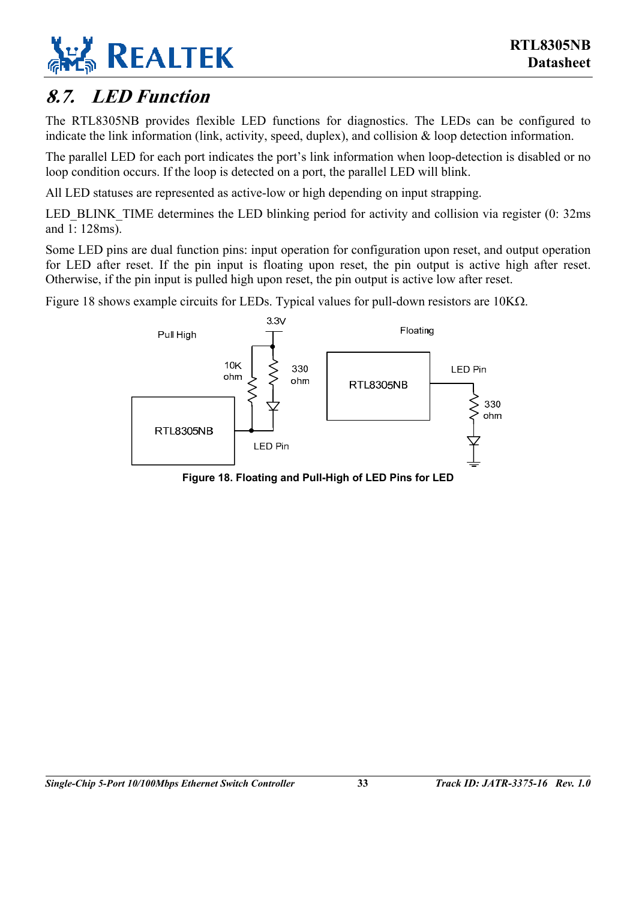## 8.7. LED Function

The RTL8305NB provides flexible LED functions for diagnostics. The LEDs can be configured to indicate the link information (link, activity, speed, duplex), and collision & loop detection information.

The parallel LED for each port indicates the port's link information when loop-detection is disabled or no loop condition occurs. If the loop is detected on a port, the parallel LED will blink.

All LED statuses are represented as active-low or high depending on input strapping.

LED_BLINK_TIME determines the LED blinking period for activity and collision via register (0: 32ms and 1: 128ms).

Some LED pins are dual function pins: input operation for configuration upon reset, and output operation for LED after reset. If the pin input is floating upon reset, the pin output is active high after reset. Otherwise, if the pin input is pulled high upon reset, the pin output is active low after reset.

Figure 18 shows example circuits for LEDs. Typical values for pull-down resistors are 10KΩ.

Pull High — 3.3V — 10K ohm — 330 ohm — RTL8305NB — LED Pin

Floating — RTL8305NB — LED Pin — 330 ohm

**Figure 18. Floating and Pull-High of LED Pins for LED**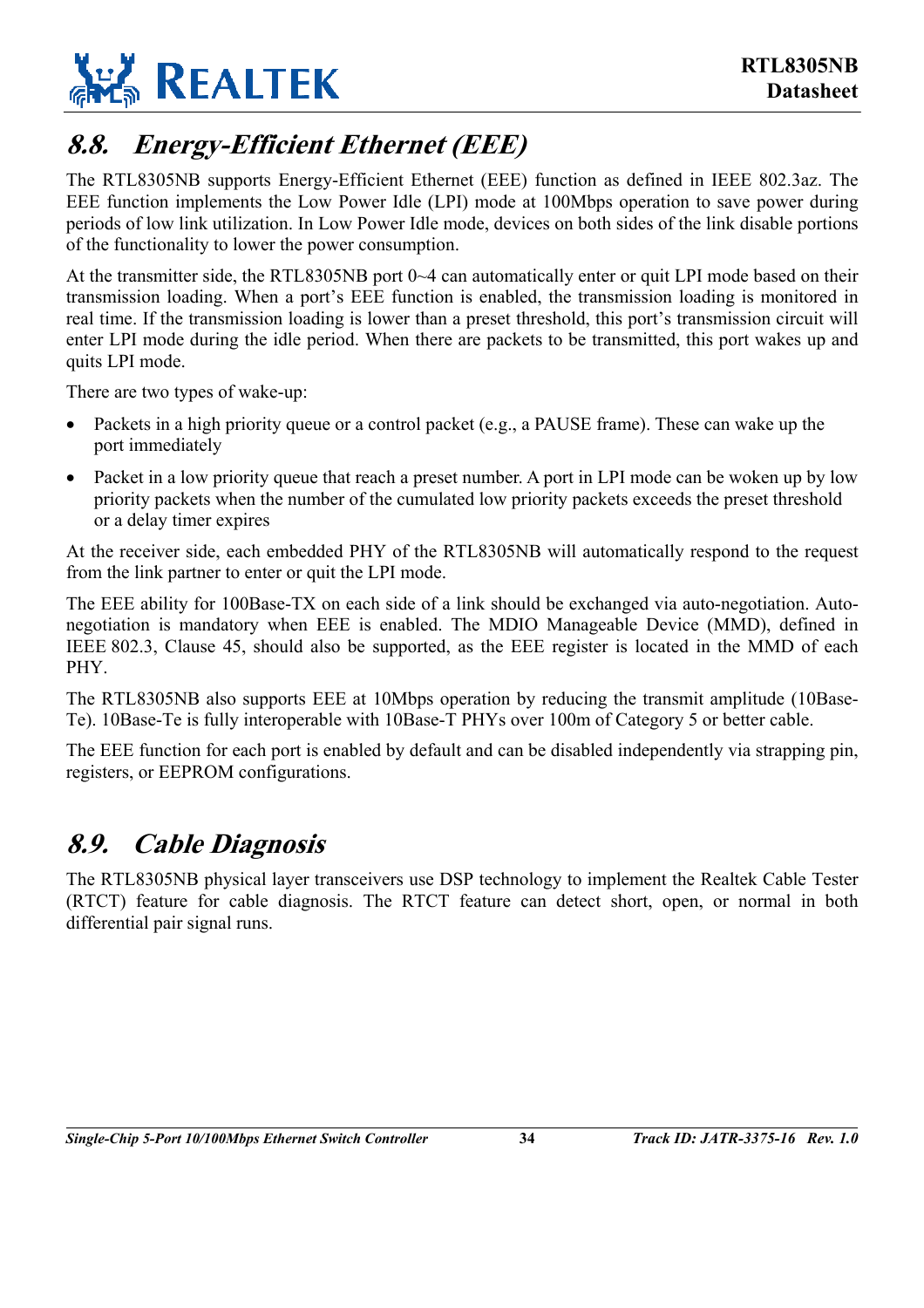## 8.8. Energy-Efficient Ethernet (EEE)

The RTL8305NB supports Energy-Efficient Ethernet (EEE) function as defined in IEEE 802.3az. The EEE function implements the Low Power Idle (LPI) mode at 100Mbps operation to save power during periods of low link utilization. In Low Power Idle mode, devices on both sides of the link disable portions of the functionality to lower the power consumption.

At the transmitter side, the RTL8305NB port 0~4 can automatically enter or quit LPI mode based on their transmission loading. When a port's EEE function is enabled, the transmission loading is monitored in real time. If the transmission loading is lower than a preset threshold, this port's transmission circuit will enter LPI mode during the idle period. When there are packets to be transmitted, this port wakes up and quits LPI mode.

There are two types of wake-up:

- Packets in a high priority queue or a control packet (e.g., a PAUSE frame). These can wake up the port immediately
- Packet in a low priority queue that reach a preset number. A port in LPI mode can be woken up by low priority packets when the number of the cumulated low priority packets exceeds the preset threshold or a delay timer expires

At the receiver side, each embedded PHY of the RTL8305NB will automatically respond to the request from the link partner to enter or quit the LPI mode.

The EEE ability for 100Base-TX on each side of a link should be exchanged via auto-negotiation. Auto-negotiation is mandatory when EEE is enabled. The MDIO Manageable Device (MMD), defined in IEEE 802.3, Clause 45, should also be supported, as the EEE register is located in the MMD of each PHY.

The RTL8305NB also supports EEE at 10Mbps operation by reducing the transmit amplitude (10Base-Te). 10Base-Te is fully interoperable with 10Base-T PHYs over 100m of Category 5 or better cable.

The EEE function for each port is enabled by default and can be disabled independently via strapping pin, registers, or EEPROM configurations.

## 8.9. Cable Diagnosis

The RTL8305NB physical layer transceivers use DSP technology to implement the Realtek Cable Tester (RTCT) feature for cable diagnosis. The RTCT feature can detect short, open, or normal in both differential pair signal runs.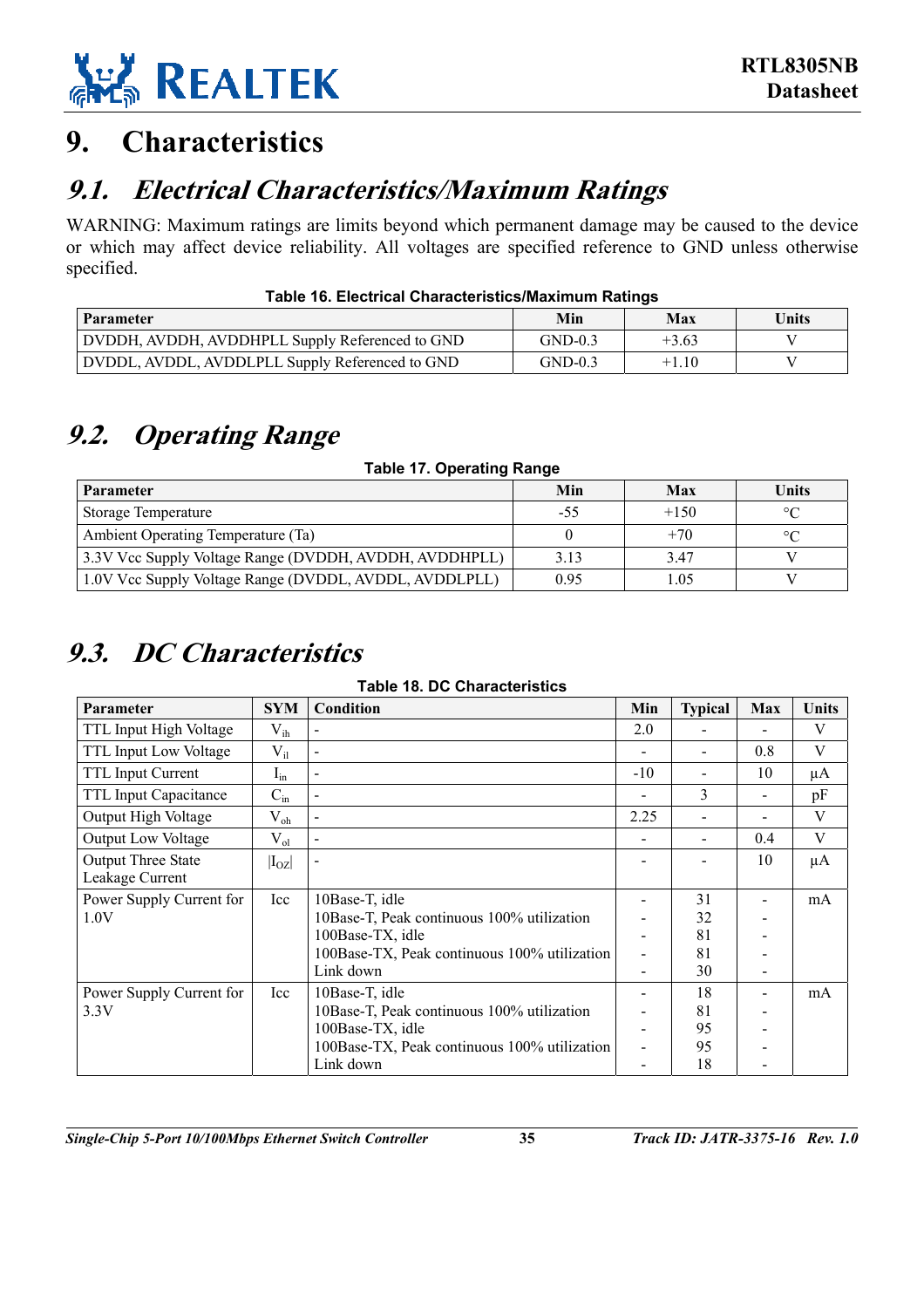# 9. Characteristics

## 9.1. Electrical Characteristics/Maximum Ratings

WARNING: Maximum ratings are limits beyond which permanent damage may be caused to the device or which may affect device reliability. All voltages are specified reference to GND unless otherwise specified.

**Table 16. Electrical Characteristics/Maximum Ratings**

| Parameter | Min | Max | Units |
|---|---|---|---|
| DVDDH, AVDDH, AVDDHPLL Supply Referenced to GND | GND-0.3 | +3.63 | V |
| DVDDL, AVDDL, AVDDLPLL Supply Referenced to GND | GND-0.3 | +1.10 | V |

## 9.2. Operating Range

**Table 17. Operating Range**

| Parameter | Min | Max | Units |
|---|---|---|---|
| Storage Temperature | -55 | +150 | °C |
| Ambient Operating Temperature (Ta) | 0 | +70 | °C |
| 3.3V Vcc Supply Voltage Range (DVDDH, AVDDH, AVDDHPLL) | 3.13 | 3.47 | V |
| 1.0V Vcc Supply Voltage Range (DVDDL, AVDDL, AVDDLPLL) | 0.95 | 1.05 | V |

## 9.3. DC Characteristics

**Table 18. DC Characteristics**

| Parameter | SYM | Condition | Min | Typical | Max | Units |
|---|---|---|---|---|---|---|
| TTL Input High Voltage | $V_{ih}$ | - | 2.0 | - | - | V |
| TTL Input Low Voltage | $V_{il}$ | - | - | - | 0.8 | V |
| TTL Input Current | $I_{in}$ | - | -10 | - | 10 | µA |
| TTL Input Capacitance | $C_{in}$ | - | - | 3 | - | pF |
| Output High Voltage | $V_{oh}$ | - | 2.25 | - | - | V |
| Output Low Voltage | $V_{ol}$ | - | - | - | 0.4 | V |
| Output Three State Leakage Current | $\|I_{OZ}\|$ | - | - | - | 10 | µA |
| Power Supply Current for 1.0V | Icc | 10Base-T, idle<br>10Base-T, Peak continuous 100% utilization<br>100Base-TX, idle<br>100Base-TX, Peak continuous 100% utilization<br>Link down | -<br>-<br>-<br>-<br>- | 31<br>32<br>81<br>81<br>30 | -<br>-<br>-<br>-<br>- | mA |
| Power Supply Current for 3.3V | Icc | 10Base-T, idle<br>10Base-T, Peak continuous 100% utilization<br>100Base-TX, idle<br>100Base-TX, Peak continuous 100% utilization<br>Link down | -<br>-<br>-<br>-<br>- | 18<br>81<br>95<br>95<br>18 | -<br>-<br>-<br>-<br>- | mA |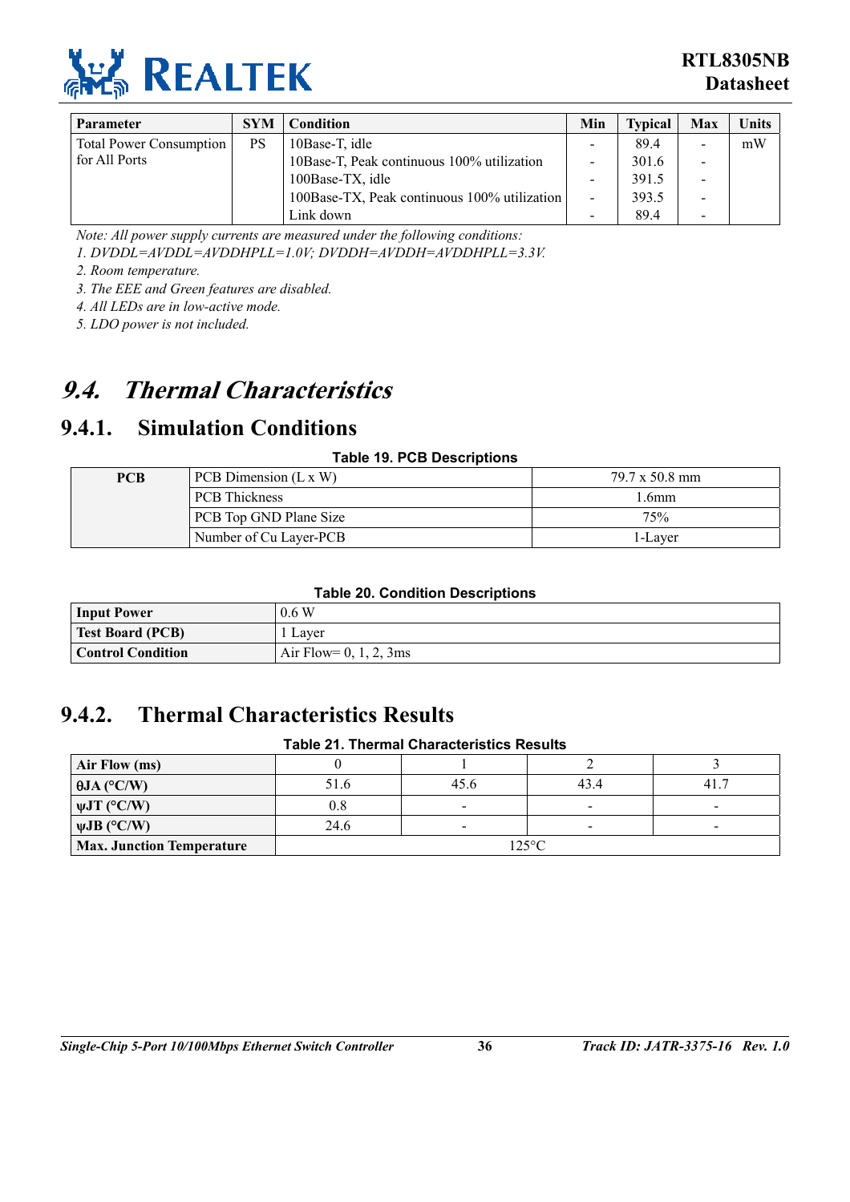| Parameter | SYM | Condition | Min | Typical | Max | Units |
|---|---|---|---|---|---|---|
| Total Power Consumption for All Ports | PS | 10Base-T, idle | - | 89.4 | - | mW |
| | | 10Base-T, Peak continuous 100% utilization | - | 301.6 | - | |
| | | 100Base-TX, idle | - | 391.5 | - | |
| | | 100Base-TX, Peak continuous 100% utilization | - | 393.5 | - | |
| | | Link down | - | 89.4 | - | |

*Note: All power supply currents are measured under the following conditions:*

*1. DVDDL=AVDDL=AVDDHPLL=1.0V; DVDDH=AVDDH=AVDDHPLL=3.3V.*

*2. Room temperature.*

*3. The EEE and Green features are disabled.*

*4. All LEDs are in low-active mode.*

*5. LDO power is not included.*

# *9.4. Thermal Characteristics*

## 9.4.1. Simulation Conditions

**Table 19. PCB Descriptions**

| PCB | | |
|---|---|---|
| | PCB Dimension (L x W) | 79.7 x 50.8 mm |
| | PCB Thickness | 1.6mm |
| | PCB Top GND Plane Size | 75% |
| | Number of Cu Layer-PCB | 1-Layer |

**Table 20. Condition Descriptions**

| Input Power | 0.6 W |
|---|---|
| **Test Board (PCB)** | 1 Layer |
| **Control Condition** | Air Flow= 0, 1, 2, 3ms |

## 9.4.2. Thermal Characteristics Results

**Table 21. Thermal Characteristics Results**

| Air Flow (ms) | 0 | 1 | 2 | 3 |
|---|---|---|---|---|
| **θJA (°C/W)** | 51.6 | 45.6 | 43.4 | 41.7 |
| **ψJT (°C/W)** | 0.8 | - | - | - |
| **ψJB (°C/W)** | 24.6 | - | - | - |
| **Max. Junction Temperature** | 125°C | | | |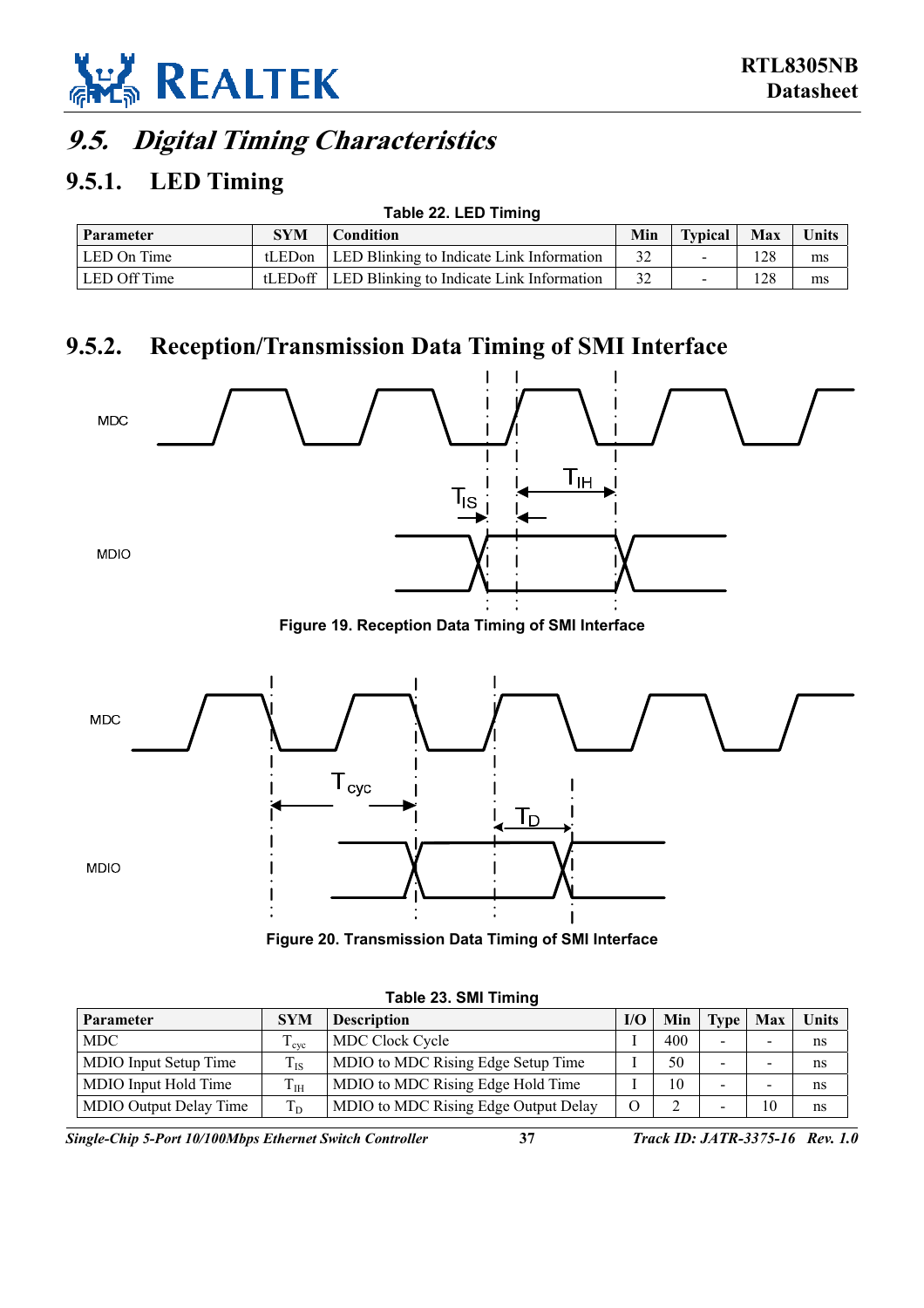## 9.5. *Digital Timing Characteristics*

### 9.5.1. LED Timing

**Table 22. LED Timing**

| Parameter | SYM | Condition | Min | Typical | Max | Units |
|---|---|---|---|---|---|---|
| LED On Time | tLEDon | LED Blinking to Indicate Link Information | 32 | - | 128 | ms |
| LED Off Time | tLEDoff | LED Blinking to Indicate Link Information | 32 | - | 128 | ms |

### 9.5.2. Reception/Transmission Data Timing of SMI Interface

**Figure 19. Reception Data Timing of SMI Interface**

**Figure 20. Transmission Data Timing of SMI Interface**

**Table 23. SMI Timing**

| Parameter | SYM | Description | I/O | Min | Type | Max | Units |
|---|---|---|---|---|---|---|---|
| MDC | $T_{cyc}$ | MDC Clock Cycle | I | 400 | - | - | ns |
| MDIO Input Setup Time | $T_{IS}$ | MDIO to MDC Rising Edge Setup Time | I | 50 | - | - | ns |
| MDIO Input Hold Time | $T_{IH}$ | MDIO to MDC Rising Edge Hold Time | I | 10 | - | - | ns |
| MDIO Output Delay Time | $T_D$ | MDIO to MDC Rising Edge Output Delay | O | 2 | - | 10 | ns |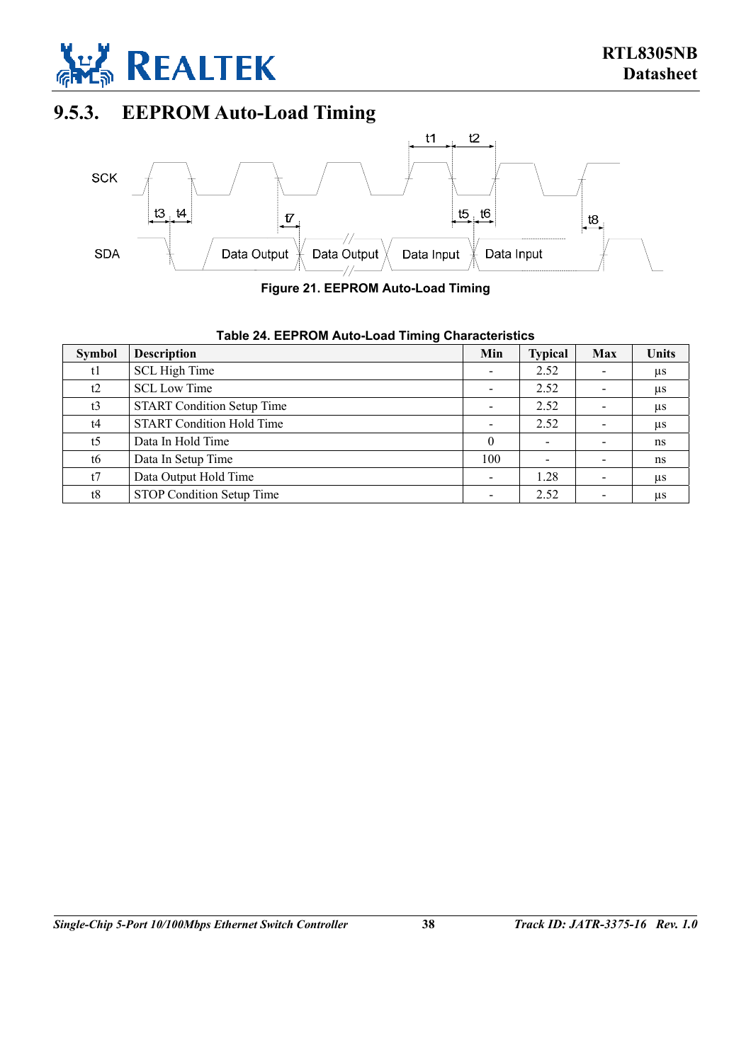## 9.5.3. EEPROM Auto-Load Timing

**Figure 21. EEPROM Auto-Load Timing**

**Table 24. EEPROM Auto-Load Timing Characteristics**

| Symbol | Description | Min | Typical | Max | Units |
|---|---|---|---|---|---|
| t1 | SCL High Time | - | 2.52 | - | µs |
| t2 | SCL Low Time | - | 2.52 | - | µs |
| t3 | START Condition Setup Time | - | 2.52 | - | µs |
| t4 | START Condition Hold Time | - | 2.52 | - | µs |
| t5 | Data In Hold Time | 0 | - | - | ns |
| t6 | Data In Setup Time | 100 | - | - | ns |
| t7 | Data Output Hold Time | - | 1.28 | - | µs |
| t8 | STOP Condition Setup Time | - | 2.52 | - | µs |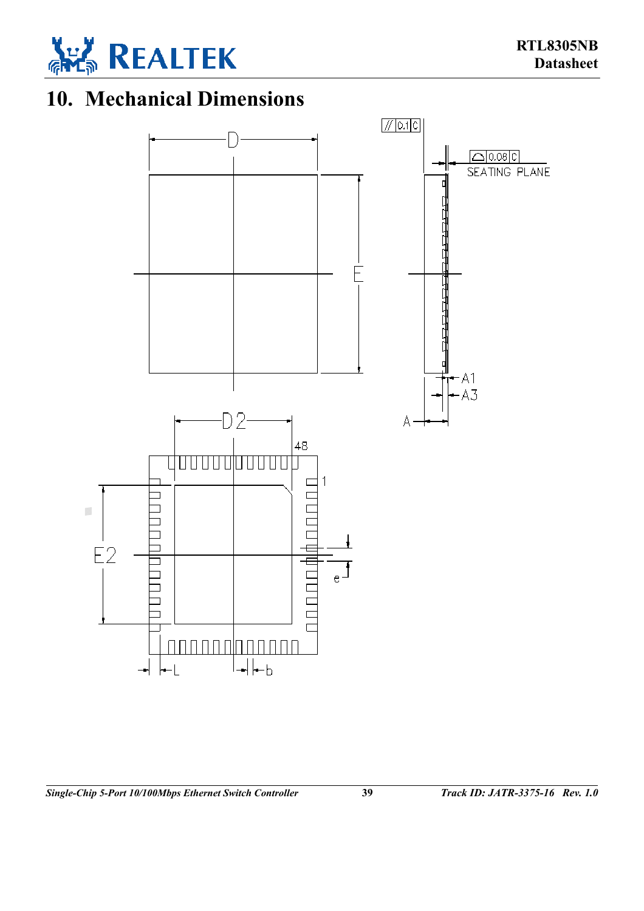# 10. Mechanical Dimensions

D

E

// 0.1 C

⌓ 0.08 C

SEATING PLANE

A1

A3

A

D2

48

1

E2

e

L

b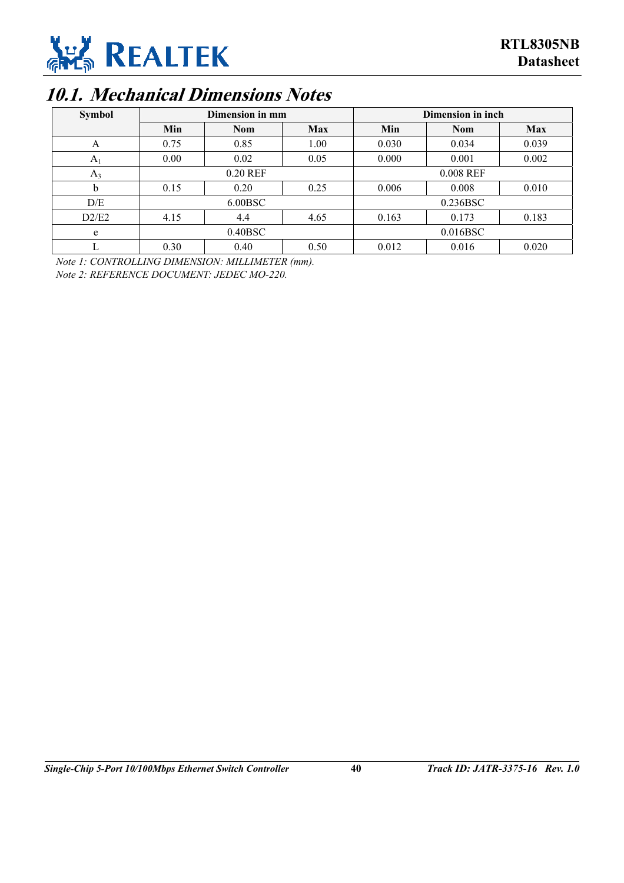## 10.1. Mechanical Dimensions Notes

| Symbol | Dimension in mm | | | Dimension in inch | | |
|---|---|---|---|---|---|---|
| | Min | Nom | Max | Min | Nom | Max |
| A | 0.75 | 0.85 | 1.00 | 0.030 | 0.034 | 0.039 |
| $A_1$ | 0.00 | 0.02 | 0.05 | 0.000 | 0.001 | 0.002 |
| $A_3$ | 0.20 REF | | | 0.008 REF | | |
| b | 0.15 | 0.20 | 0.25 | 0.006 | 0.008 | 0.010 |
| D/E | 6.00BSC | | | 0.236BSC | | |
| D2/E2 | 4.15 | 4.4 | 4.65 | 0.163 | 0.173 | 0.183 |
| e | 0.40BSC | | | 0.016BSC | | |
| L | 0.30 | 0.40 | 0.50 | 0.012 | 0.016 | 0.020 |

*Note 1: CONTROLLING DIMENSION: MILLIMETER (mm).*

*Note 2: REFERENCE DOCUMENT: JEDEC MO-220.*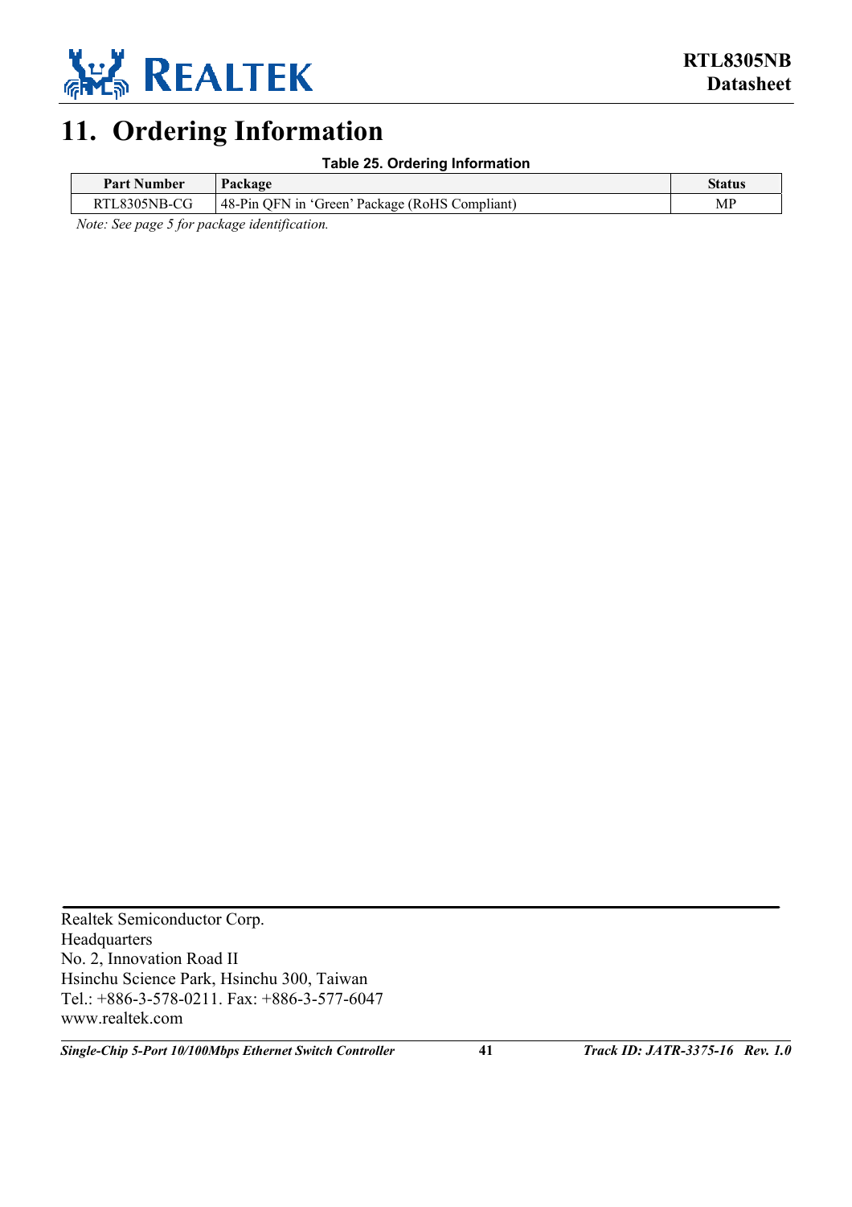# 11. Ordering Information

**Table 25. Ordering Information**

| Part Number | Package | Status |
|---|---|---|
| RTL8305NB-CG | 48-Pin QFN in 'Green' Package (RoHS Compliant) | MP |

*Note: See page 5 for package identification.*

Realtek Semiconductor Corp.
Headquarters
No. 2, Innovation Road II
Hsinchu Science Park, Hsinchu 300, Taiwan
Tel.: +886-3-578-0211. Fax: +886-3-577-6047
www.realtek.com